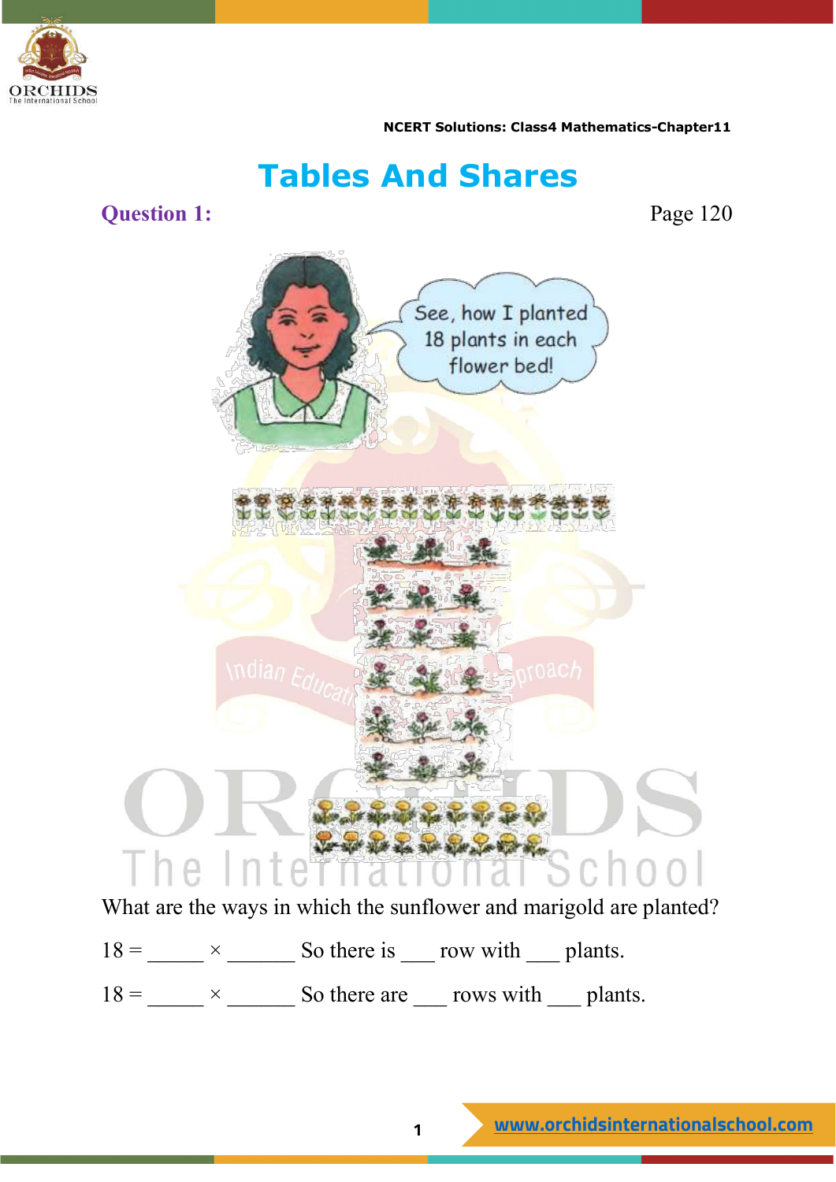# Tables And Shares

**Question 1:** Page 120

What are the ways in which the sunflower and marigold are planted?

18 = _____ × ______ So there is ___ row with ___ plants.

18 = _____ × ______ So there are ___ rows with ___ plants.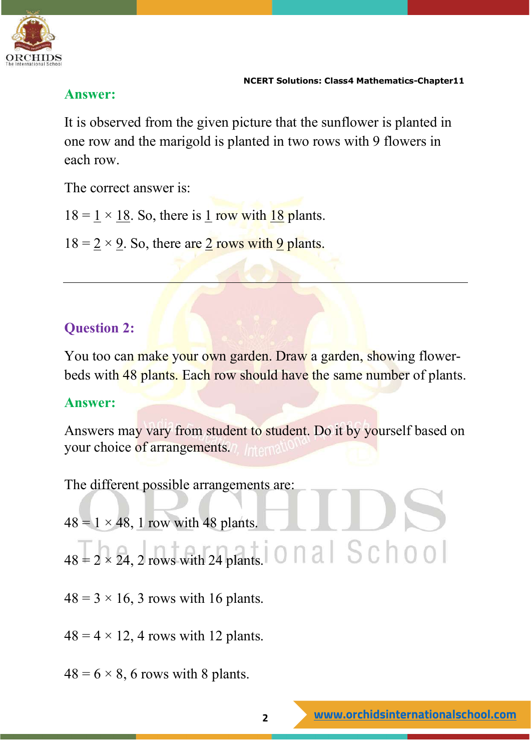**Answer:**

It is observed from the given picture that the sunflower is planted in one row and the marigold is planted in two rows with 9 flowers in each row.

The correct answer is:

$18 = \underline{1} \times \underline{18}$. So, there is <u>1</u> row with <u>18</u> plants.

$18 = \underline{2} \times \underline{9}$. So, there are <u>2</u> rows with <u>9</u> plants.

---

**Question 2:**

You too can make your own garden. Draw a garden, showing flower-beds with 48 plants. Each row should have the same number of plants.

**Answer:**

Answers may vary from student to student. Do it by yourself based on your choice of arrangements.

The different possible arrangements are:

$48 = 1 \times 48$, 1 row with 48 plants.

$48 = 2 \times 24$, 2 rows with 24 plants.

$48 = 3 \times 16$, 3 rows with 16 plants.

$48 = 4 \times 12$, 4 rows with 12 plants.

$48 = 6 \times 8$, 6 rows with 8 plants.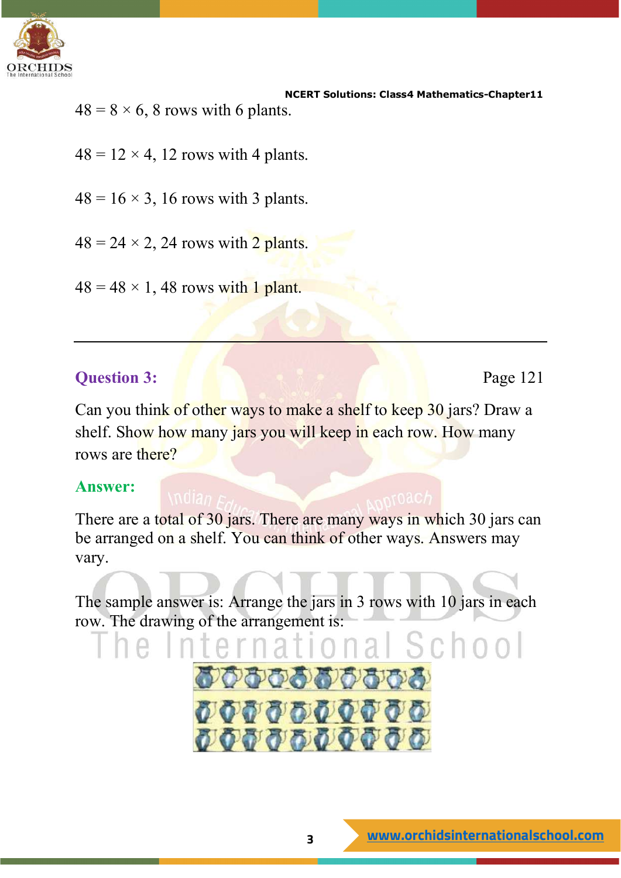$48 = 8 \times 6$, 8 rows with 6 plants.

$48 = 12 \times 4$, 12 rows with 4 plants.

$48 = 16 \times 3$, 16 rows with 3 plants.

$48 = 24 \times 2$, 24 rows with 2 plants.

$48 = 48 \times 1$, 48 rows with 1 plant.

---

**Question 3:** Page 121

Can you think of other ways to make a shelf to keep 30 jars? Draw a shelf. Show how many jars you will keep in each row. How many rows are there?

**Answer:**

There are a total of 30 jars. There are many ways in which 30 jars can be arranged on a shelf. You can think of other ways. Answers may vary.

The sample answer is: Arrange the jars in 3 rows with 10 jars in each row. The drawing of the arrangement is: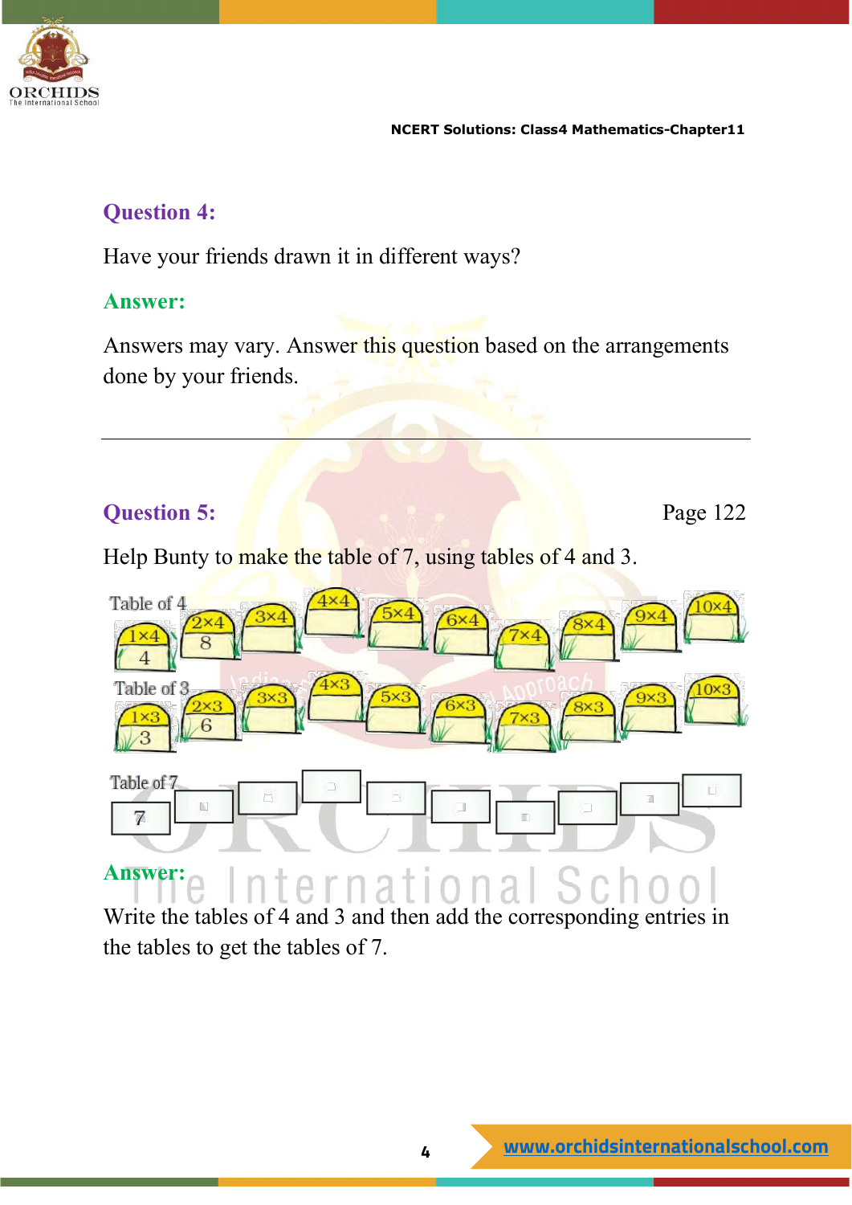## Question 4:

Have your friends drawn it in different ways?

## Answer:

Answers may vary. Answer this question based on the arrangements done by your friends.

---

## Question 5:

Page 122

Help Bunty to make the table of 7, using tables of 4 and 3.

Table of 4

| 1×4 | 2×4 | 3×4 | 4×4 | 5×4 | 6×4 | 7×4 | 8×4 | 9×4 | 10×4 |
|---|---|---|---|---|---|---|---|---|---|
| 4 | 8 | | | | | | | | |

Table of 3

| 1×3 | 2×3 | 3×3 | 4×3 | 5×3 | 6×3 | 7×3 | 8×3 | 9×3 | 10×3 |
|---|---|---|---|---|---|---|---|---|---|
| 3 | 6 | | | | | | | | |

Table of 7

| 7 | | | | | | | | | |
|---|---|---|---|---|---|---|---|---|---|

## Answer:

Write the tables of 4 and 3 and then add the corresponding entries in the tables to get the tables of 7.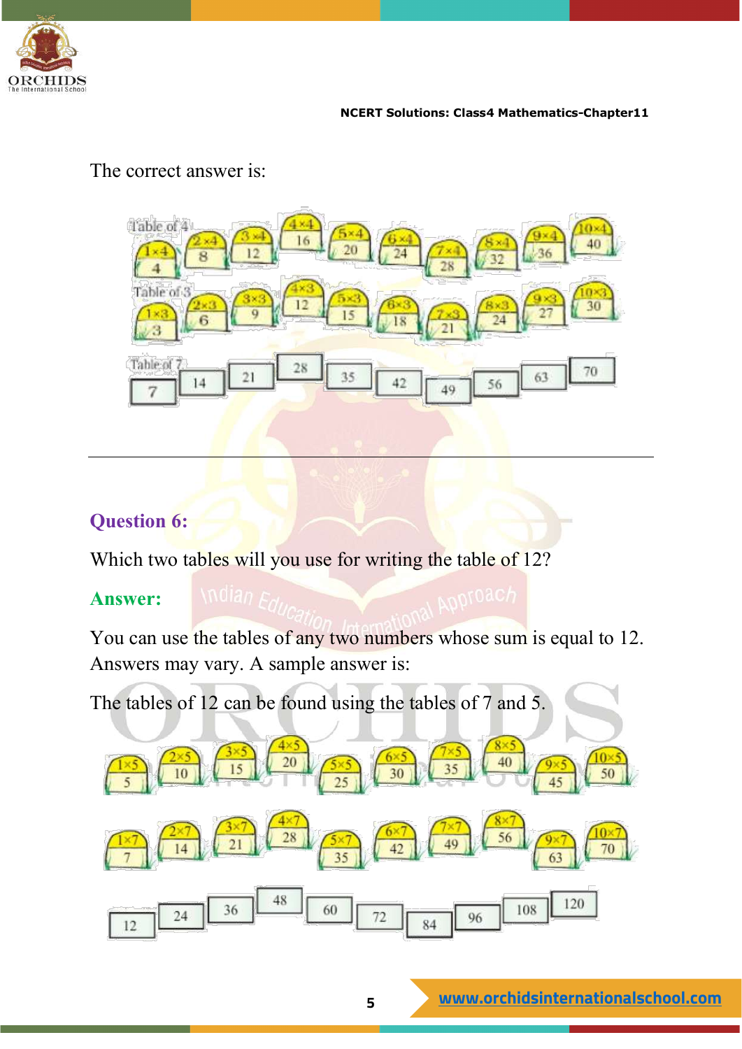The correct answer is:

| Table of 4 | $1\times4$ | $2\times4$ | $3\times4$ | $4\times4$ | $5\times4$ | $6\times4$ | $7\times4$ | $8\times4$ | $9\times4$ | $10\times4$ |
|---|---|---|---|---|---|---|---|---|---|---|
| | 4 | 8 | 12 | 16 | 20 | 24 | 28 | 32 | 36 | 40 |

| Table of 3 | $1\times3$ | $2\times3$ | $3\times3$ | $4\times3$ | $5\times3$ | $6\times3$ | $7\times3$ | $8\times3$ | $9\times3$ | $10\times3$ |
|---|---|---|---|---|---|---|---|---|---|---|
| | 3 | 6 | 9 | 12 | 15 | 18 | 21 | 24 | 27 | 30 |

| Table of 7 | | | | | | | | | |
|---|---|---|---|---|---|---|---|---|---|
| 7 | 14 | 21 | 28 | 35 | 42 | 49 | 56 | 63 | 70 |

---

**Question 6:**

Which two tables will you use for writing the table of 12?

**Answer:**

You can use the tables of any two numbers whose sum is equal to 12. Answers may vary. A sample answer is:

The tables of 12 can be found using the tables of 7 and 5.

| $1\times5$ | $2\times5$ | $3\times5$ | $4\times5$ | $5\times5$ | $6\times5$ | $7\times5$ | $8\times5$ | $9\times5$ | $10\times5$ |
|---|---|---|---|---|---|---|---|---|---|
| 5 | 10 | 15 | 20 | 25 | 30 | 35 | 40 | 45 | 50 |

| $1\times7$ | $2\times7$ | $3\times7$ | $4\times7$ | $5\times7$ | $6\times7$ | $7\times7$ | $8\times7$ | $9\times7$ | $10\times7$ |
|---|---|---|---|---|---|---|---|---|---|
| 7 | 14 | 21 | 28 | 35 | 42 | 49 | 56 | 63 | 70 |

| 12 | 24 | 36 | 48 | 60 | 72 | 84 | 96 | 108 | 120 |
|---|---|---|---|---|---|---|---|---|---|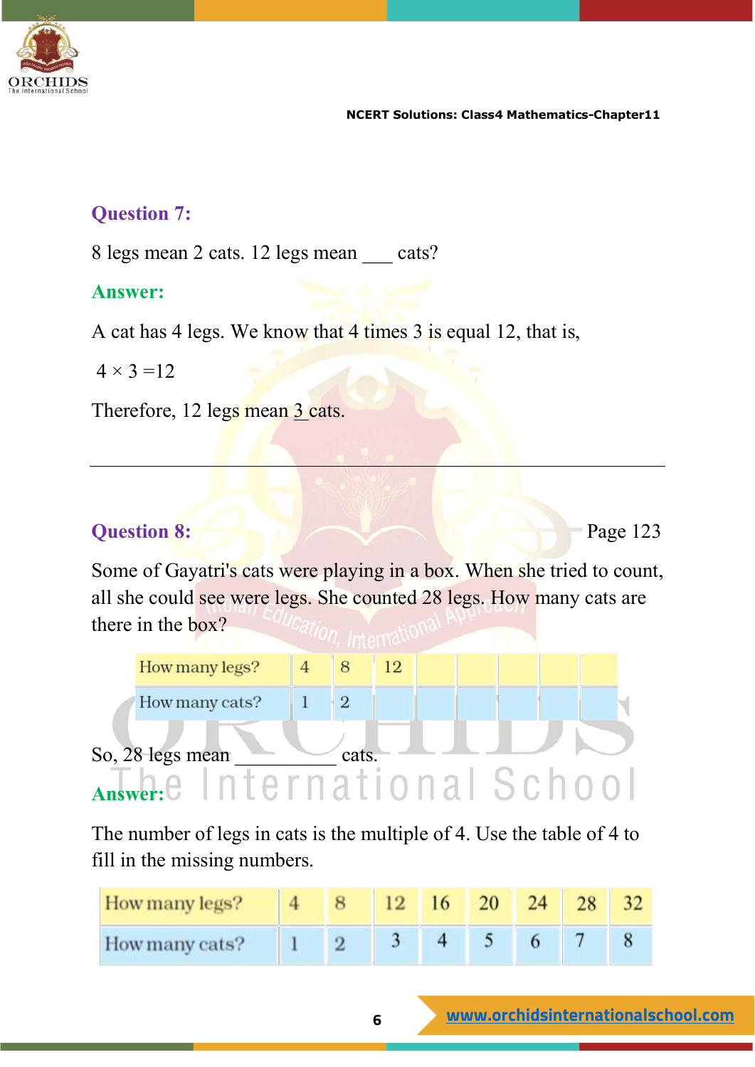**Question 7:**

8 legs mean 2 cats. 12 legs mean ___ cats?

**Answer:**

A cat has 4 legs. We know that 4 times 3 is equal 12, that is,

$4 \times 3 = 12$

Therefore, 12 legs mean 3 cats.

---

**Question 8:** Page 123

Some of Gayatri's cats were playing in a box. When she tried to count, all she could see were legs. She counted 28 legs. How many cats are there in the box?

| How many legs? | 4 | 8 | 12 | | | | | |
|---|---|---|---|---|---|---|---|---|
| How many cats? | 1 | 2 | | | | | | |

So, 28 legs mean __________ cats.

**Answer:**

The number of legs in cats is the multiple of 4. Use the table of 4 to fill in the missing numbers.

| How many legs? | 4 | 8 | 12 | 16 | 20 | 24 | 28 | 32 |
|---|---|---|---|---|---|---|---|---|
| How many cats? | 1 | 2 | 3 | 4 | 5 | 6 | 7 | 8 |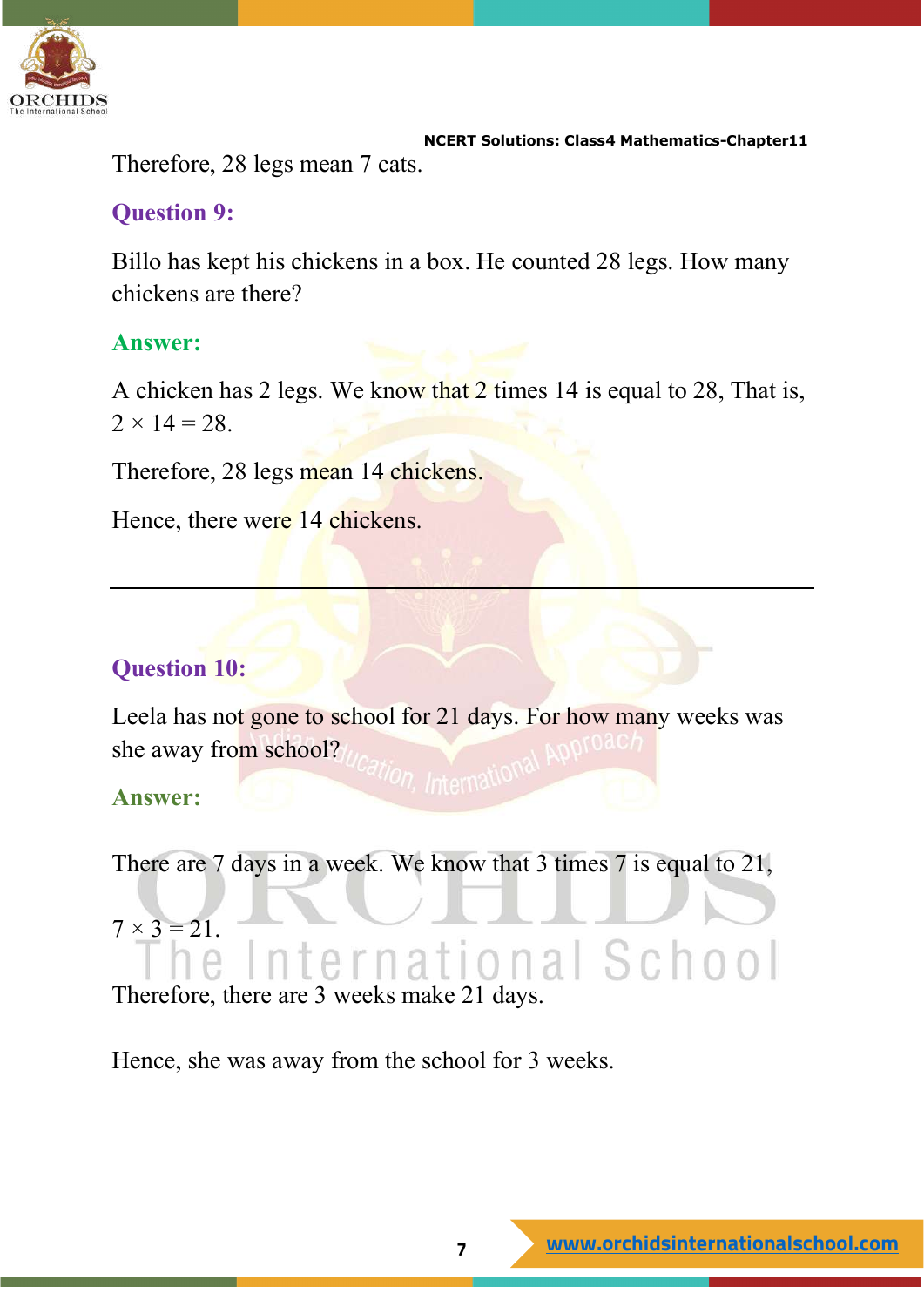Therefore, 28 legs mean 7 cats.

**Question 9:**

Billo has kept his chickens in a box. He counted 28 legs. How many chickens are there?

**Answer:**

A chicken has 2 legs. We know that 2 times 14 is equal to 28, That is, $2 \times 14 = 28$.

Therefore, 28 legs mean 14 chickens.

Hence, there were 14 chickens.

---

**Question 10:**

Leela has not gone to school for 21 days. For how many weeks was she away from school?

**Answer:**

There are 7 days in a week. We know that 3 times 7 is equal to 21,

$7 \times 3 = 21$.

Therefore, there are 3 weeks make 21 days.

Hence, she was away from the school for 3 weeks.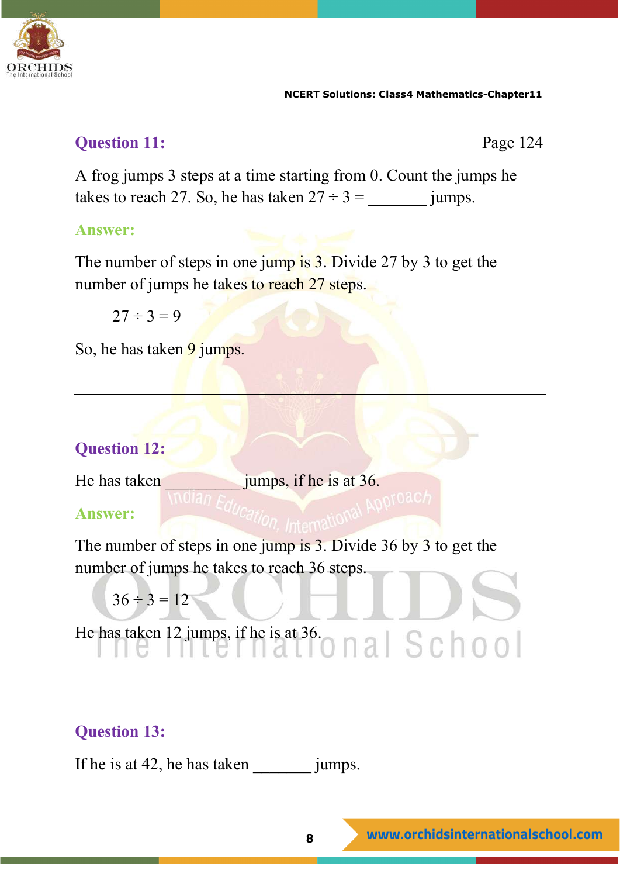## Question 11:

Page 124

A frog jumps 3 steps at a time starting from 0. Count the jumps he takes to reach 27. So, he has taken $27 \div 3 =$ _______ jumps.

**Answer:**

The number of steps in one jump is 3. Divide 27 by 3 to get the number of jumps he takes to reach 27 steps.

$$27 \div 3 = 9$$

So, he has taken 9 jumps.

---

## Question 12:

He has taken _________ jumps, if he is at 36.

**Answer:**

The number of steps in one jump is 3. Divide 36 by 3 to get the number of jumps he takes to reach 36 steps.

$$36 \div 3 = 12$$

He has taken 12 jumps, if he is at 36.

---

## Question 13:

If he is at 42, he has taken _______ jumps.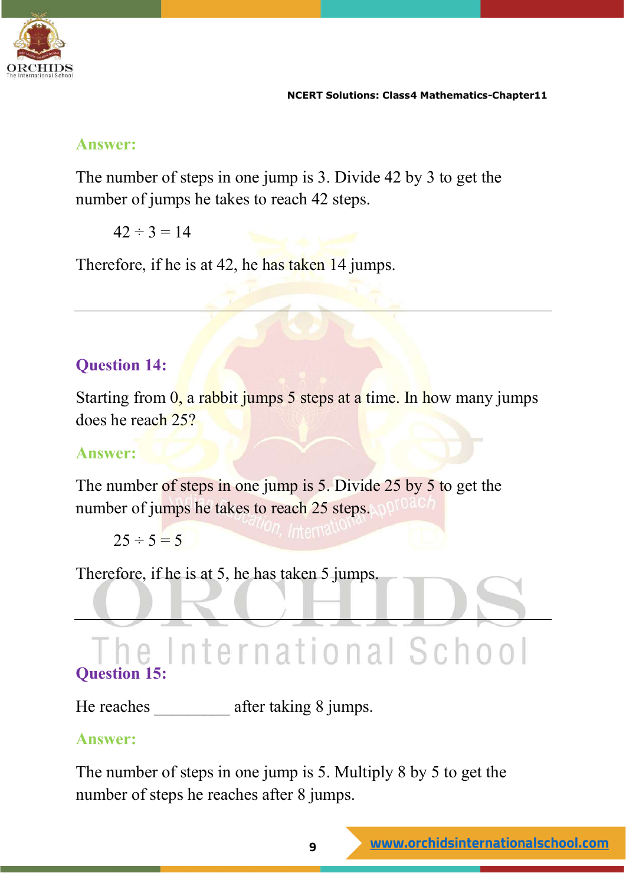**Answer:**

The number of steps in one jump is 3. Divide 42 by 3 to get the number of jumps he takes to reach 42 steps.

$42 \div 3 = 14$

Therefore, if he is at 42, he has taken 14 jumps.

---

**Question 14:**

Starting from 0, a rabbit jumps 5 steps at a time. In how many jumps does he reach 25?

**Answer:**

The number of steps in one jump is 5. Divide 25 by 5 to get the number of jumps he takes to reach 25 steps.

$25 \div 5 = 5$

Therefore, if he is at 5, he has taken 5 jumps.

---

**Question 15:**

He reaches _________ after taking 8 jumps.

**Answer:**

The number of steps in one jump is 5. Multiply 8 by 5 to get the number of steps he reaches after 8 jumps.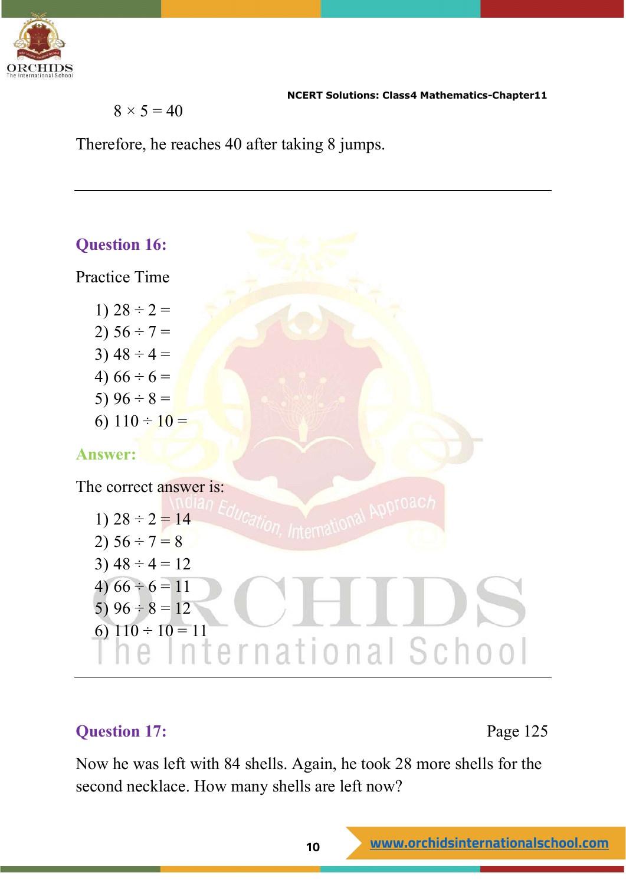$8 \times 5 = 40$

Therefore, he reaches 40 after taking 8 jumps.

---

## Question 16:

Practice Time

1) $28 \div 2 =$
2) $56 \div 7 =$
3) $48 \div 4 =$
4) $66 \div 6 =$
5) $96 \div 8 =$
6) $110 \div 10 =$

**Answer:**

The correct answer is:

1) $28 \div 2 = 14$
2) $56 \div 7 = 8$
3) $48 \div 4 = 12$
4) $66 \div 6 = 11$
5) $96 \div 8 = 12$
6) $110 \div 10 = 11$

---

## Question 17:

Page 125

Now he was left with 84 shells. Again, he took 28 more shells for the second necklace. How many shells are left now?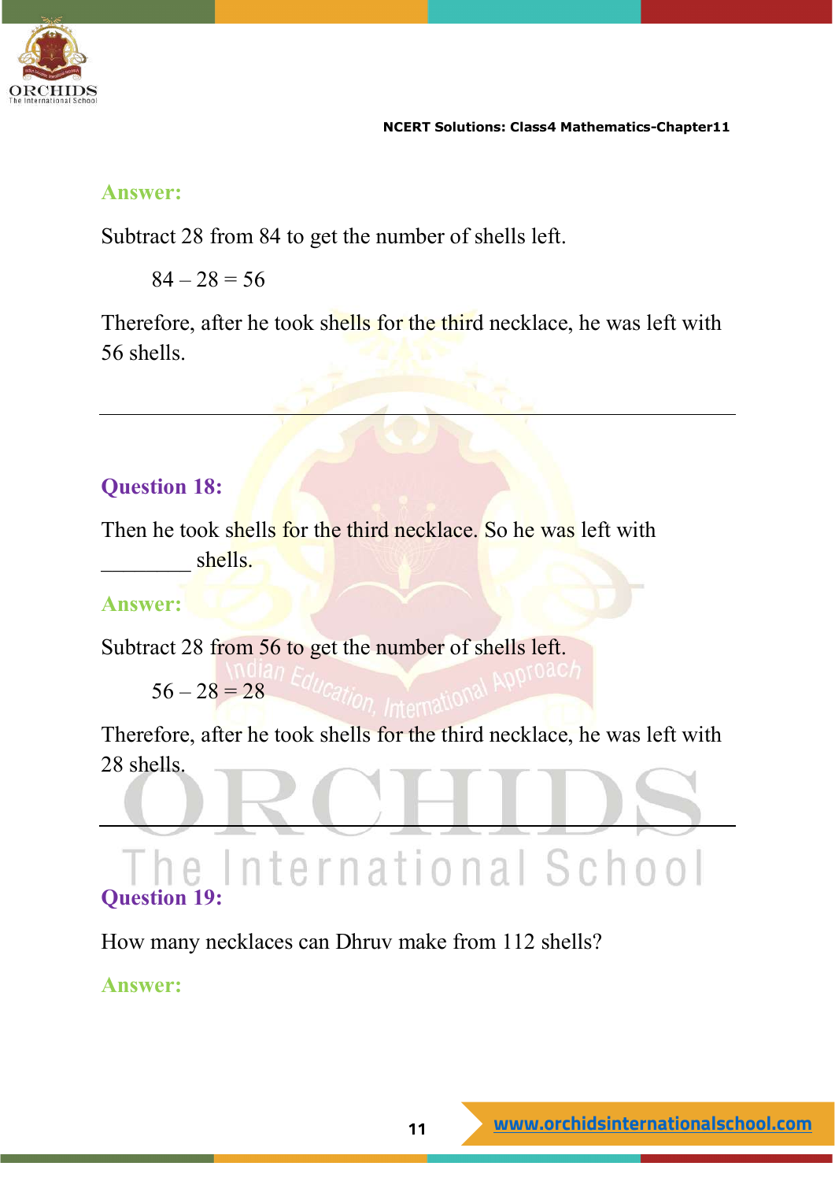**Answer:**

Subtract 28 from 84 to get the number of shells left.

$84 - 28 = 56$

Therefore, after he took shells for the third necklace, he was left with 56 shells.

---

## Question 18:

Then he took shells for the third necklace. So he was left with ________ shells.

**Answer:**

Subtract 28 from 56 to get the number of shells left.

$56 - 28 = 28$

Therefore, after he took shells for the third necklace, he was left with 28 shells.

---

## Question 19:

How many necklaces can Dhruv make from 112 shells?

**Answer:**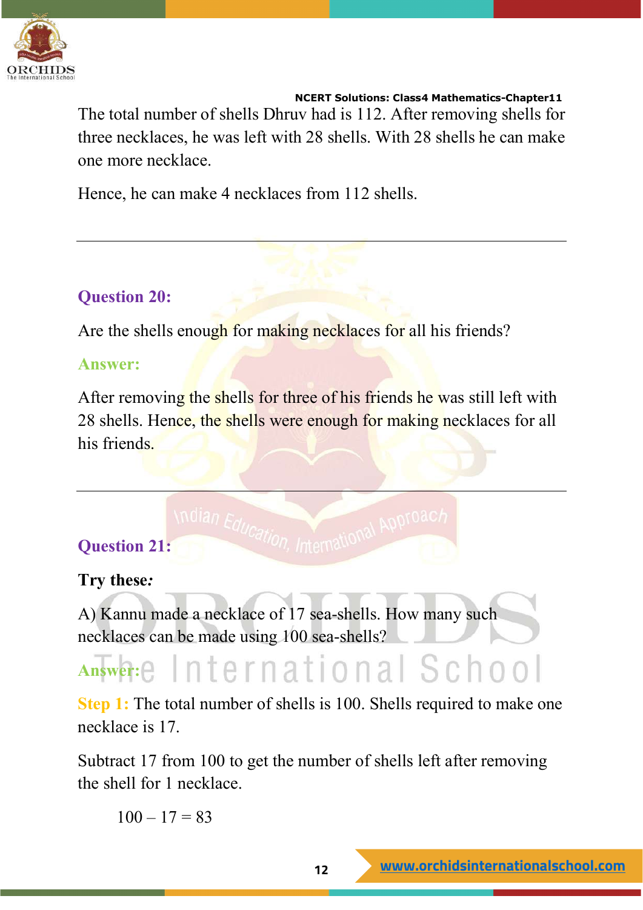The total number of shells Dhruv had is 112. After removing shells for three necklaces, he was left with 28 shells. With 28 shells he can make one more necklace.

Hence, he can make 4 necklaces from 112 shells.

---

### Question 20:

Are the shells enough for making necklaces for all his friends?

**Answer:**

After removing the shells for three of his friends he was still left with 28 shells. Hence, the shells were enough for making necklaces for all his friends.

---

### Question 21:

**Try these*:***

A) Kannu made a necklace of 17 sea-shells. How many such necklaces can be made using 100 sea-shells?

**Answer:**

**Step 1:** The total number of shells is 100. Shells required to make one necklace is 17.

Subtract 17 from 100 to get the number of shells left after removing the shell for 1 necklace.

$100 – 17 = 83$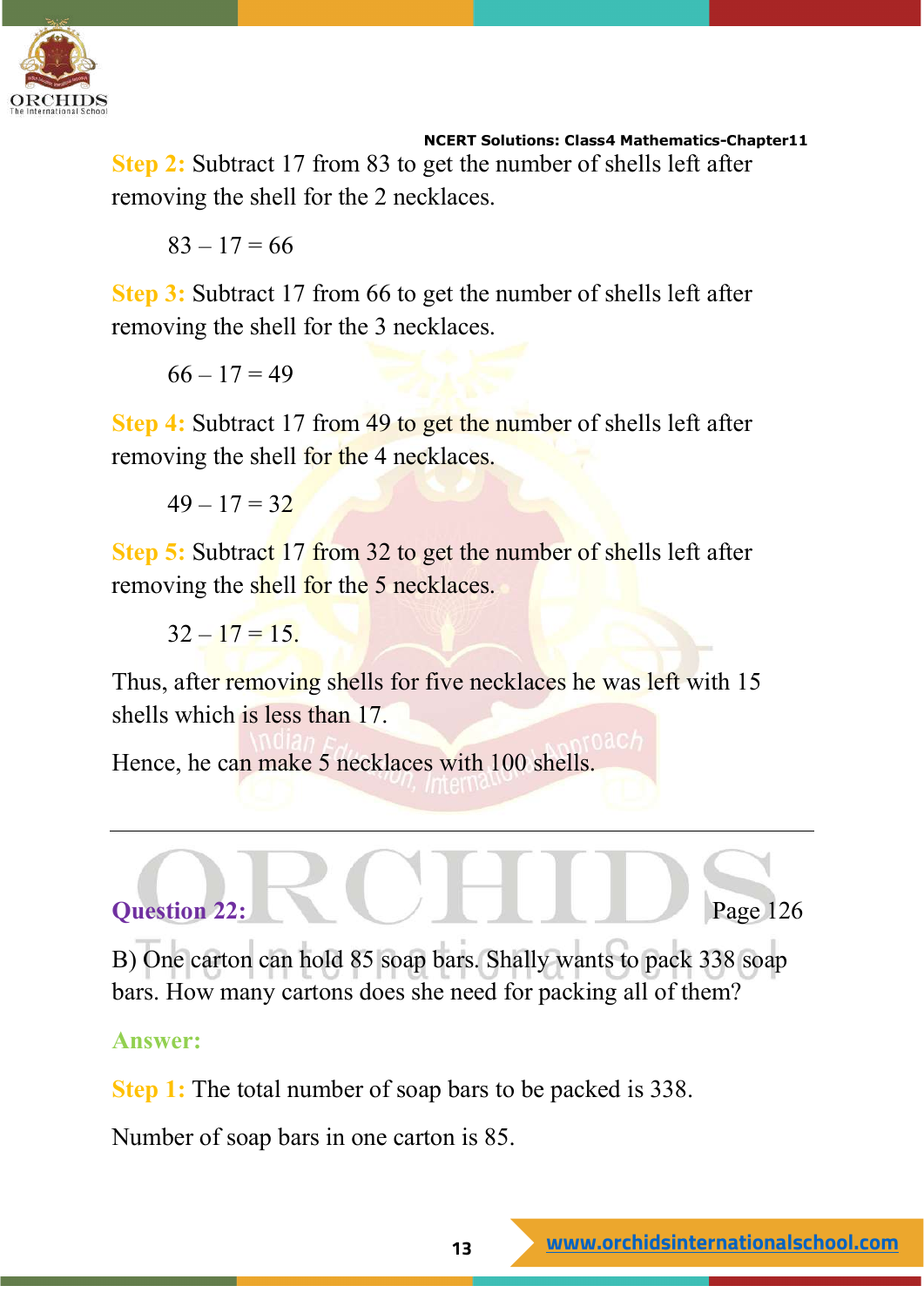**Step 2:** Subtract 17 from 83 to get the number of shells left after removing the shell for the 2 necklaces.

$83 – 17 = 66$

**Step 3:** Subtract 17 from 66 to get the number of shells left after removing the shell for the 3 necklaces.

$66 – 17 = 49$

**Step 4:** Subtract 17 from 49 to get the number of shells left after removing the shell for the 4 necklaces.

$49 – 17 = 32$

**Step 5:** Subtract 17 from 32 to get the number of shells left after removing the shell for the 5 necklaces.

$32 – 17 = 15.$

Thus, after removing shells for five necklaces he was left with 15 shells which is less than 17.

Hence, he can make 5 necklaces with 100 shells.

---

**Question 22:** Page 126

B) One carton can hold 85 soap bars. Shally wants to pack 338 soap bars. How many cartons does she need for packing all of them?

**Answer:**

**Step 1:** The total number of soap bars to be packed is 338.

Number of soap bars in one carton is 85.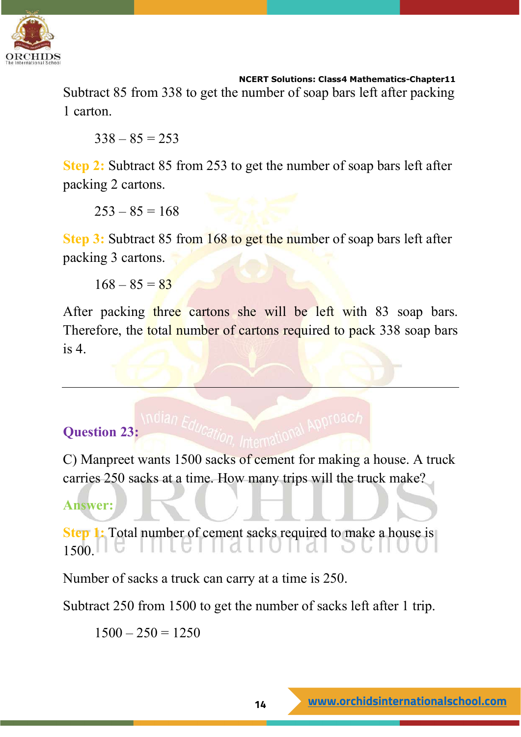Subtract 85 from 338 to get the number of soap bars left after packing 1 carton.

$$338 - 85 = 253$$

**Step 2:** Subtract 85 from 253 to get the number of soap bars left after packing 2 cartons.

$$253 - 85 = 168$$

**Step 3:** Subtract 85 from 168 to get the number of soap bars left after packing 3 cartons.

$$168 - 85 = 83$$

After packing three cartons she will be left with 83 soap bars. Therefore, the total number of cartons required to pack 338 soap bars is 4.

---

## Question 23:

C) Manpreet wants 1500 sacks of cement for making a house. A truck carries 250 sacks at a time. How many trips will the truck make?

**Answer:**

**Step 1:** Total number of cement sacks required to make a house is 1500.

Number of sacks a truck can carry at a time is 250.

Subtract 250 from 1500 to get the number of sacks left after 1 trip.

$$1500 - 250 = 1250$$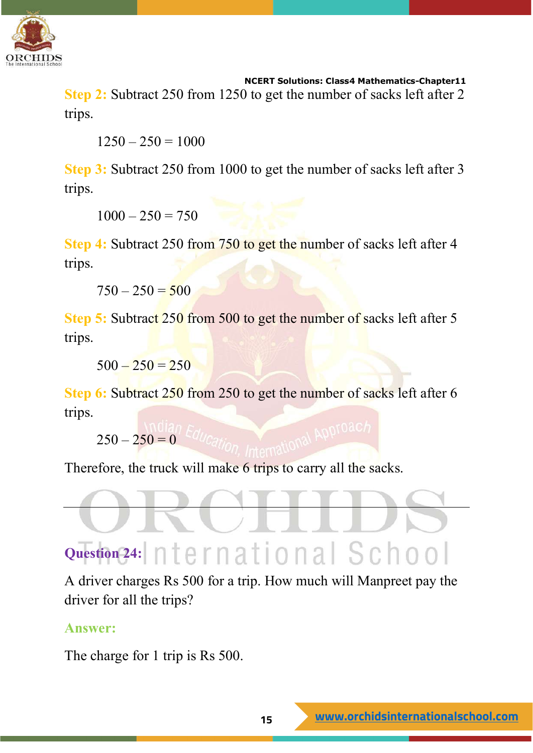**Step 2:** Subtract 250 from 1250 to get the number of sacks left after 2 trips.

$1250 - 250 = 1000$

**Step 3:** Subtract 250 from 1000 to get the number of sacks left after 3 trips.

$1000 - 250 = 750$

**Step 4:** Subtract 250 from 750 to get the number of sacks left after 4 trips.

$750 - 250 = 500$

**Step 5:** Subtract 250 from 500 to get the number of sacks left after 5 trips.

$500 - 250 = 250$

**Step 6:** Subtract 250 from 250 to get the number of sacks left after 6 trips.

$250 - 250 = 0$

Therefore, the truck will make 6 trips to carry all the sacks.

---

## Question 24:

A driver charges Rs 500 for a trip. How much will Manpreet pay the driver for all the trips?

**Answer:**

The charge for 1 trip is Rs 500.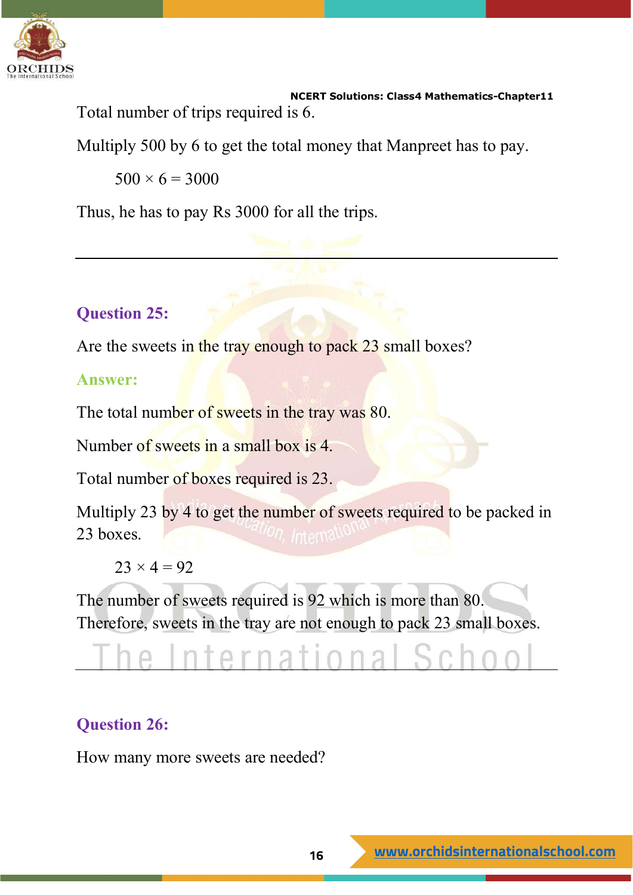Total number of trips required is 6.

Multiply 500 by 6 to get the total money that Manpreet has to pay.

$$500 \times 6 = 3000$$

Thus, he has to pay Rs 3000 for all the trips.

---

### Question 25:

Are the sweets in the tray enough to pack 23 small boxes?

### Answer:

The total number of sweets in the tray was 80.

Number of sweets in a small box is 4.

Total number of boxes required is 23.

Multiply 23 by 4 to get the number of sweets required to be packed in 23 boxes.

$$23 \times 4 = 92$$

The number of sweets required is 92 which is more than 80.
Therefore, sweets in the tray are not enough to pack 23 small boxes.

---

### Question 26:

How many more sweets are needed?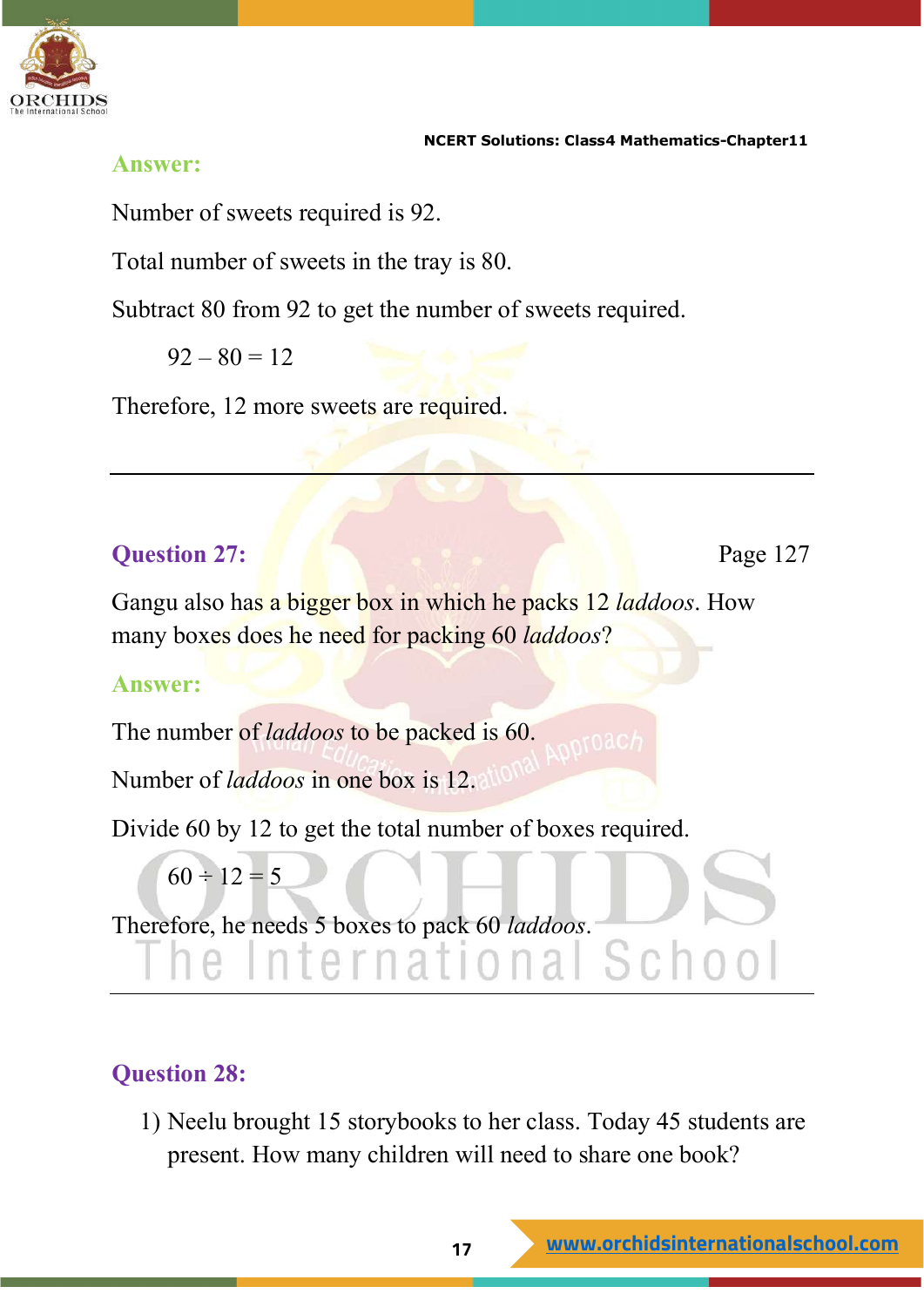**Answer:**

Number of sweets required is 92.

Total number of sweets in the tray is 80.

Subtract 80 from 92 to get the number of sweets required.

$92 - 80 = 12$

Therefore, 12 more sweets are required.

---

**Question 27:** Page 127

Gangu also has a bigger box in which he packs 12 *laddoos*. How many boxes does he need for packing 60 *laddoos*?

**Answer:**

The number of *laddoos* to be packed is 60.

Number of *laddoos* in one box is 12.

Divide 60 by 12 to get the total number of boxes required.

$60 \div 12 = 5$

Therefore, he needs 5 boxes to pack 60 *laddoos*.

---

**Question 28:**

1) Neelu brought 15 storybooks to her class. Today 45 students are present. How many children will need to share one book?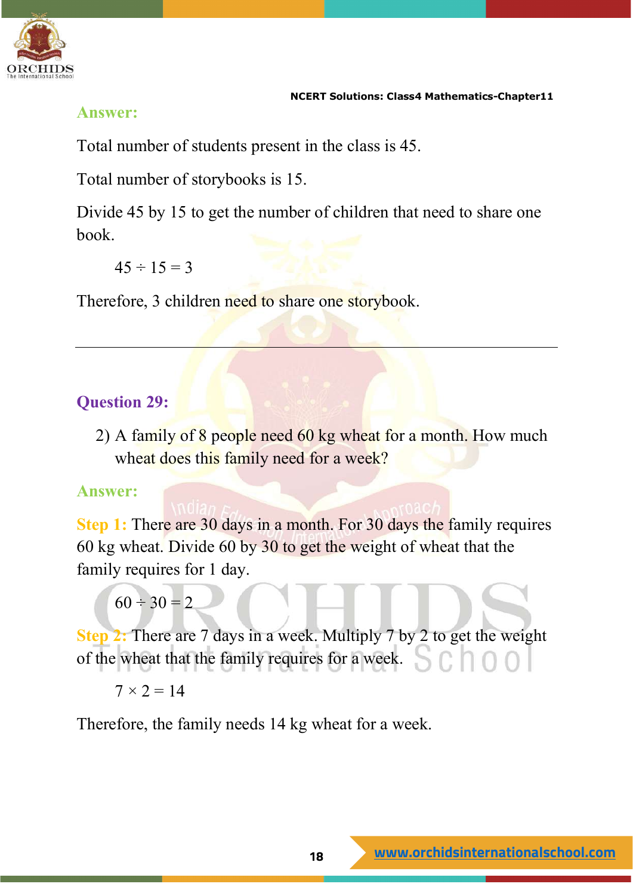**Answer:**

Total number of students present in the class is 45.

Total number of storybooks is 15.

Divide 45 by 15 to get the number of children that need to share one book.

$45 \div 15 = 3$

Therefore, 3 children need to share one storybook.

---

**Question 29:**

2) A family of 8 people need 60 kg wheat for a month. How much wheat does this family need for a week?

**Answer:**

**Step 1:** There are 30 days in a month. For 30 days the family requires 60 kg wheat. Divide 60 by 30 to get the weight of wheat that the family requires for 1 day.

$60 \div 30 = 2$

**Step 2:** There are 7 days in a week. Multiply 7 by 2 to get the weight of the wheat that the family requires for a week.

$7 \times 2 = 14$

Therefore, the family needs 14 kg wheat for a week.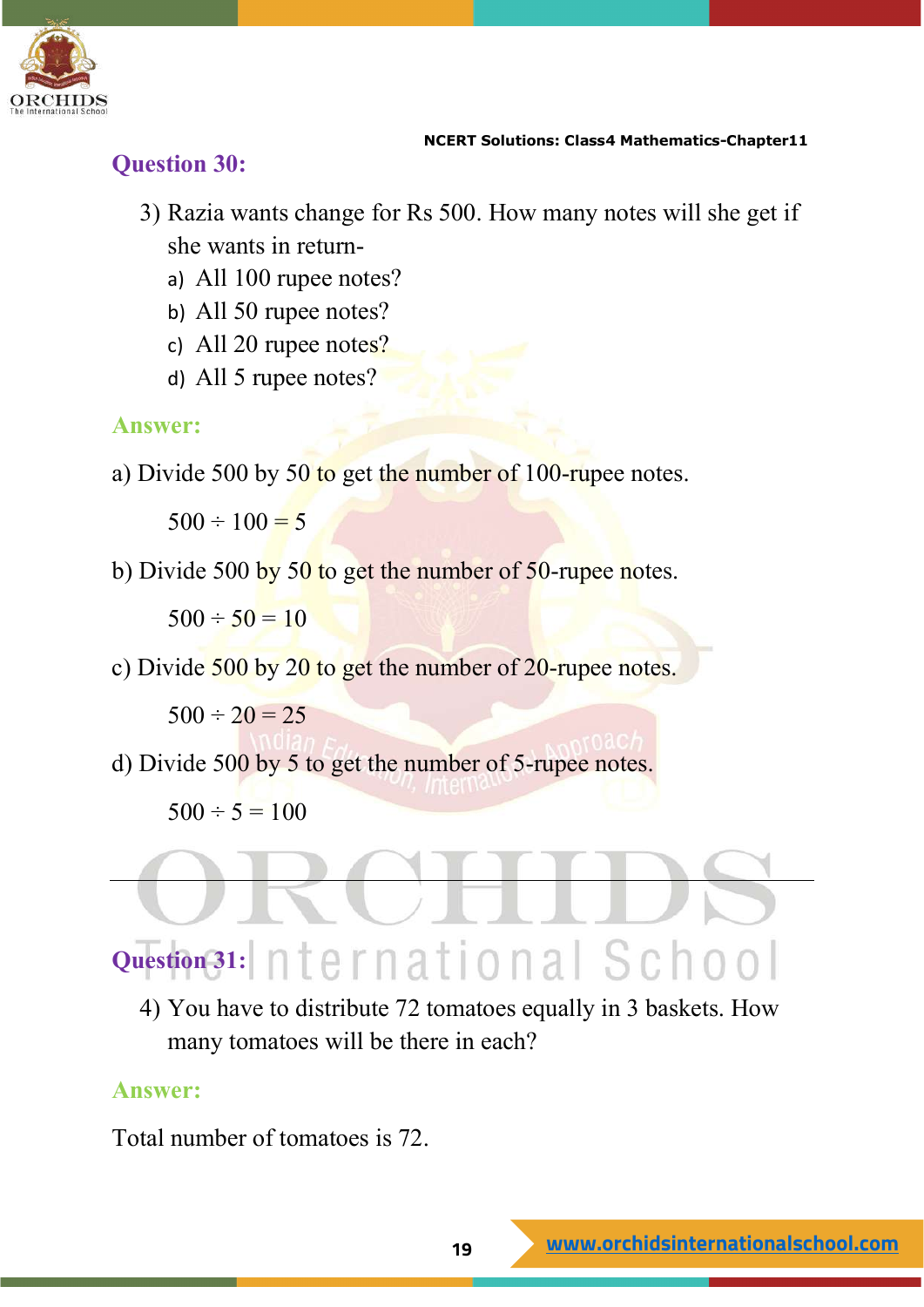## Question 30:

3) Razia wants change for Rs 500. How many notes will she get if she wants in return-

a) All 100 rupee notes?

b) All 50 rupee notes?

c) All 20 rupee notes?

d) All 5 rupee notes?

**Answer:**

a) Divide 500 by 50 to get the number of 100-rupee notes.

$500 \div 100 = 5$

b) Divide 500 by 50 to get the number of 50-rupee notes.

$500 \div 50 = 10$

c) Divide 500 by 20 to get the number of 20-rupee notes.

$500 \div 20 = 25$

d) Divide 500 by 5 to get the number of 5-rupee notes.

$500 \div 5 = 100$

---

## Question 31:

4) You have to distribute 72 tomatoes equally in 3 baskets. How many tomatoes will be there in each?

**Answer:**

Total number of tomatoes is 72.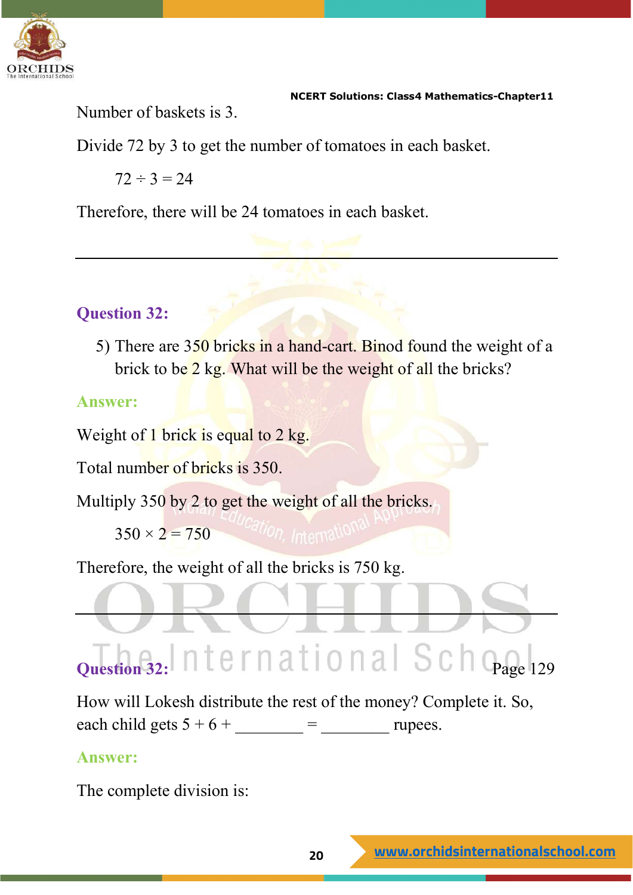Number of baskets is 3.

Divide 72 by 3 to get the number of tomatoes in each basket.

$72 \div 3 = 24$

Therefore, there will be 24 tomatoes in each basket.

---

### Question 32:

5) There are 350 bricks in a hand-cart. Binod found the weight of a brick to be 2 kg. What will be the weight of all the bricks?

**Answer:**

Weight of 1 brick is equal to 2 kg.

Total number of bricks is 350.

Multiply 350 by 2 to get the weight of all the bricks.

$350 \times 2 = 750$

Therefore, the weight of all the bricks is 750 kg.

---

### Question 32:

Page 129

How will Lokesh distribute the rest of the money? Complete it. So, each child gets 5 + 6 + ________ = ________ rupees.

**Answer:**

The complete division is: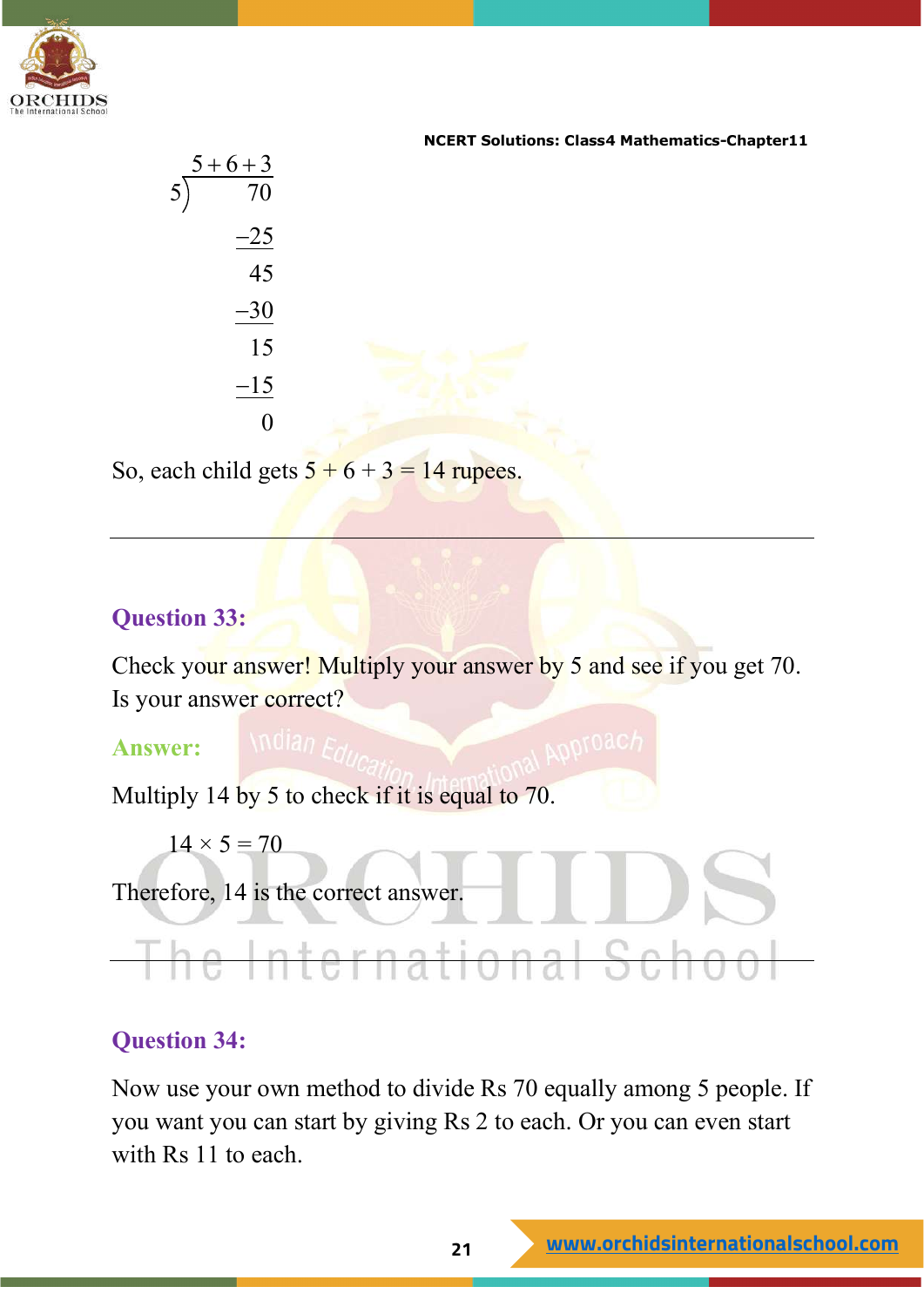$$
\begin{array}{r}
5+6+3 \\
5\overline{)\ 70} \\
-25 \\
\hline
45 \\
-30 \\
\hline
15 \\
-15 \\
\hline
0
\end{array}
$$

So, each child gets 5 + 6 + 3 = 14 rupees.

---

## Question 33:

Check your answer! Multiply your answer by 5 and see if you get 70. Is your answer correct?

**Answer:**

Multiply 14 by 5 to check if it is equal to 70.

$14 \times 5 = 70$

Therefore, 14 is the correct answer.

---

## Question 34:

Now use your own method to divide Rs 70 equally among 5 people. If you want you can start by giving Rs 2 to each. Or you can even start with Rs 11 to each.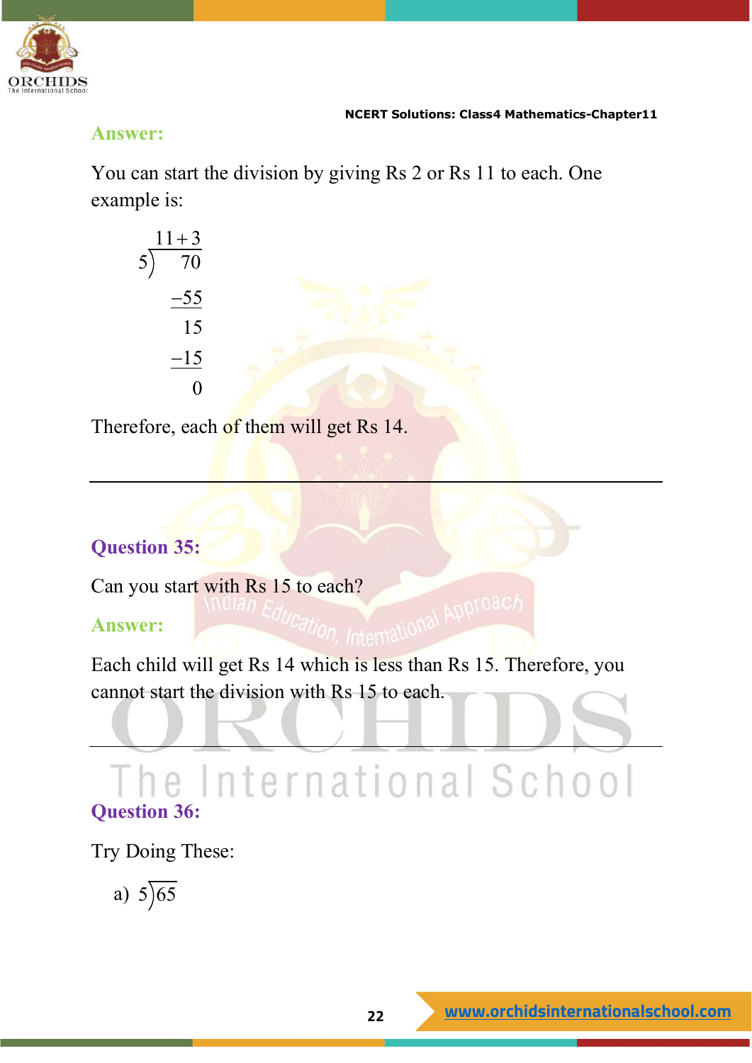**Answer:**

You can start the division by giving Rs 2 or Rs 11 to each. One example is:

$$
\begin{array}{r|l}
 & 11+3 \\
5 & \quad 70 \\
 & -55 \\
 & \quad 15 \\
 & -15 \\
 & \quad\ 0
\end{array}
$$

Therefore, each of them will get Rs 14.

---

**Question 35:**

Can you start with Rs 15 to each?

**Answer:**

Each child will get Rs 14 which is less than Rs 15. Therefore, you cannot start the division with Rs 15 to each.

---

**Question 36:**

Try Doing These:

a) $5\overline{)65}$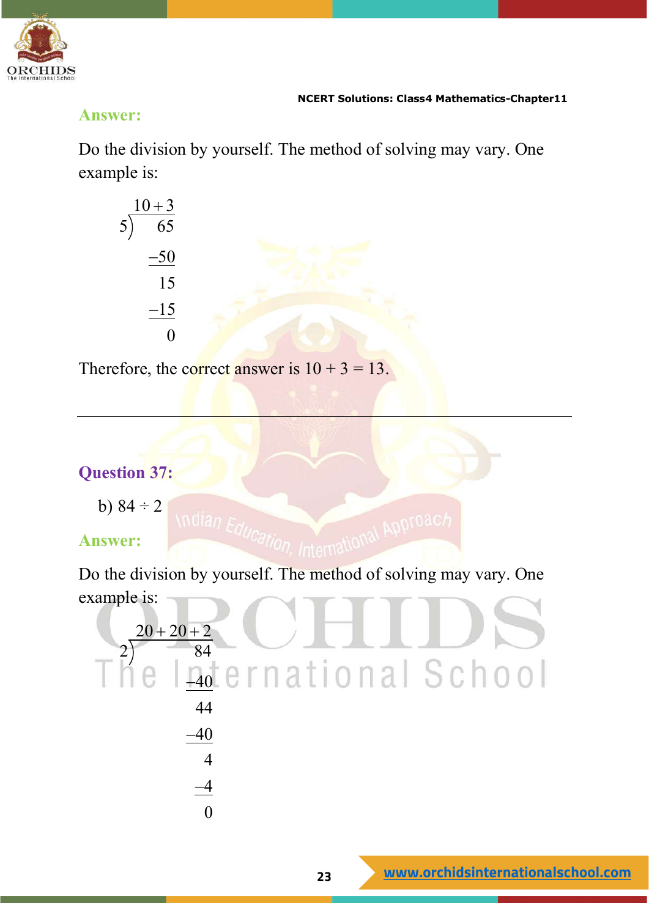**Answer:**

Do the division by yourself. The method of solving may vary. One example is:

$$
\begin{array}{r|l}
 & 10+3 \\
5) & 65 \\
 & -50 \\
 & 15 \\
 & -15 \\
 & 0
\end{array}
$$

Therefore, the correct answer is 10 + 3 = 13.

---

**Question 37:**

b) 84 ÷ 2

**Answer:**

Do the division by yourself. The method of solving may vary. One example is:

$$
\begin{array}{r|l}
 & 20+20+2 \\
2) & 84 \\
 & -40 \\
 & 44 \\
 & -40 \\
 & 4 \\
 & -4 \\
 & 0
\end{array}
$$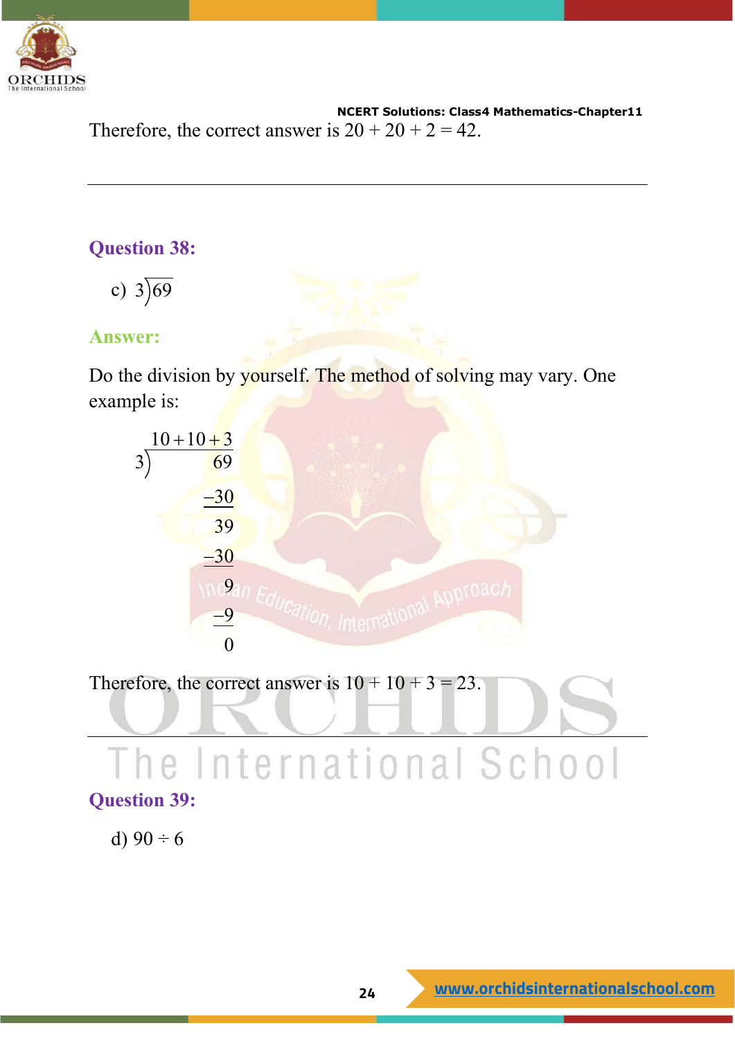Therefore, the correct answer is 20 + 20 + 2 = 42.

---

## Question 38:

c) $3\overline{)69}$

**Answer:**

Do the division by yourself. The method of solving may vary. One example is:

$$
\begin{array}{r|r}
 & 10+10+3 \\
3 & 69 \\
 & \underline{-30} \\
 & 39 \\
 & \underline{-30} \\
 & 9 \\
 & \underline{-9} \\
 & 0
\end{array}
$$

Therefore, the correct answer is 10 + 10 + 3 = 23.

---

## Question 39:

d) 90 ÷ 6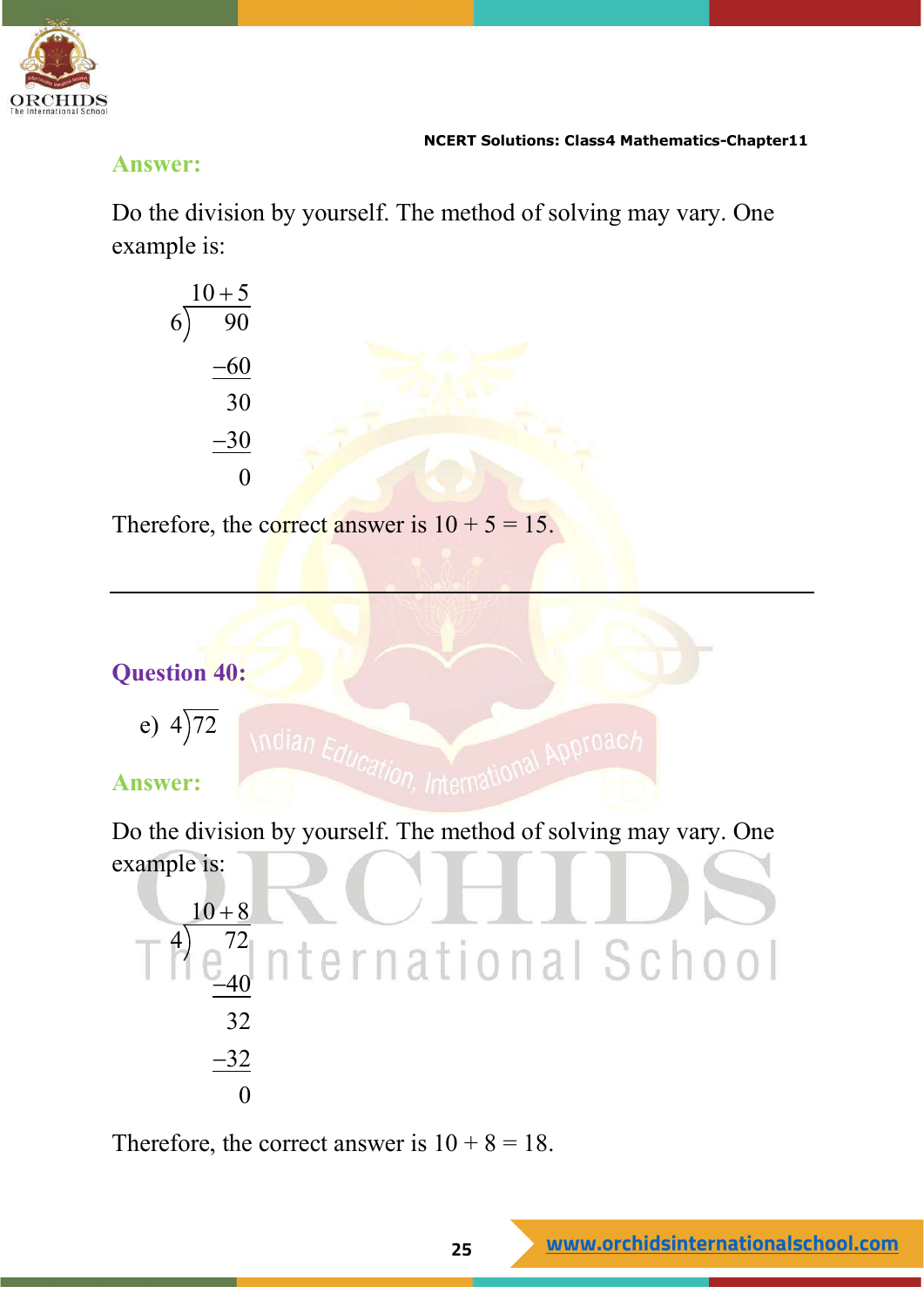**Answer:**

Do the division by yourself. The method of solving may vary. One example is:

$$
\begin{array}{r}
10+5 \\
6\overline{)\quad 90} \\
\underline{-60} \\
30 \\
\underline{-30} \\
0
\end{array}
$$

Therefore, the correct answer is 10 + 5 = 15.

---

**Question 40:**

e) $4\overline{)72}$

**Answer:**

Do the division by yourself. The method of solving may vary. One example is:

$$
\begin{array}{r}
10+8 \\
4\overline{)\quad 72} \\
\underline{-40} \\
32 \\
\underline{-32} \\
0
\end{array}
$$

Therefore, the correct answer is 10 + 8 = 18.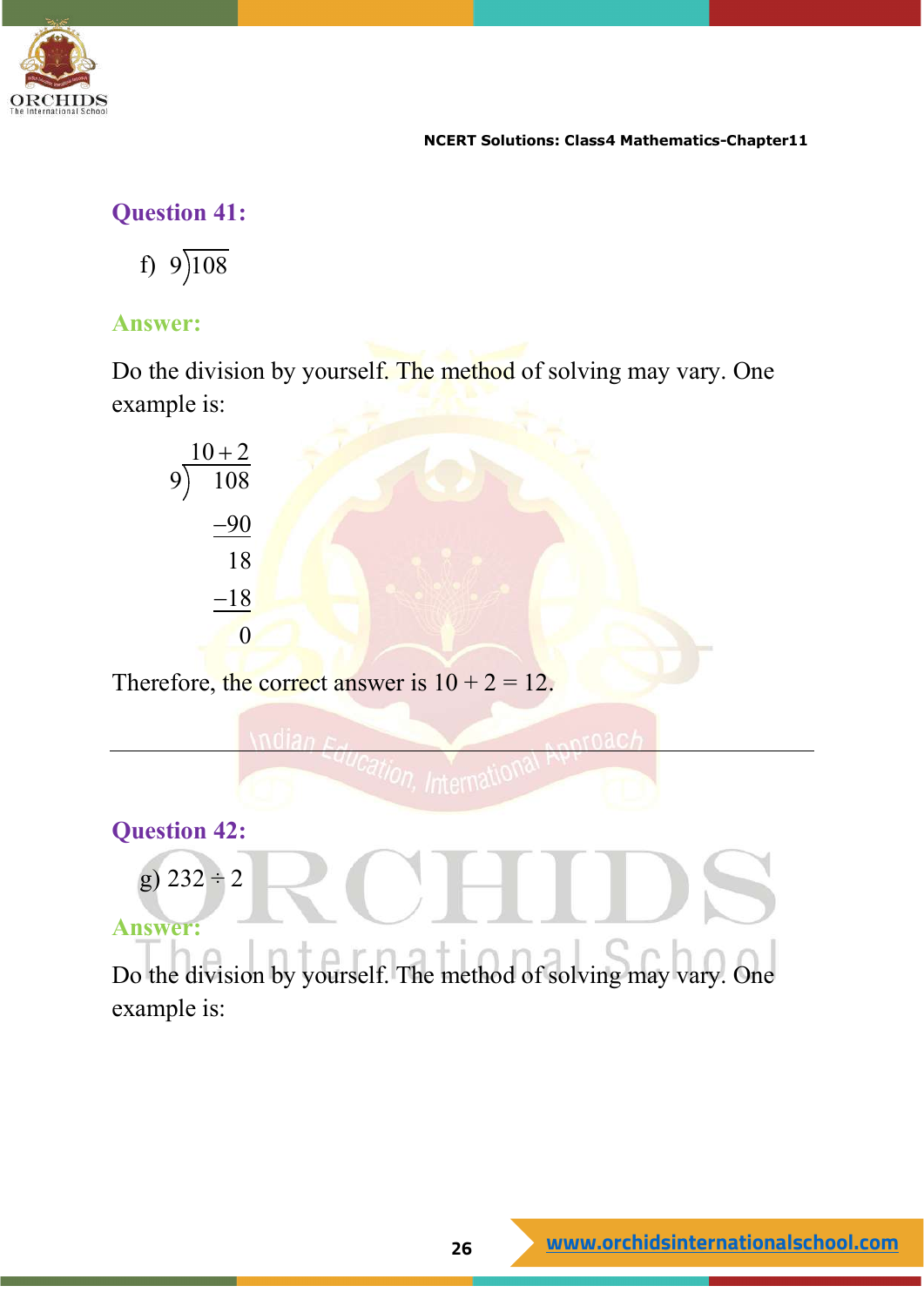## Question 41:

f) $9\overline{)108}$

## Answer:

Do the division by yourself. The method of solving may vary. One example is:

$$
\begin{array}{r}
10+2 \\
9\overline{)\quad 108} \\
-90 \\
\hline
18 \\
-18 \\
\hline
0
\end{array}
$$

Therefore, the correct answer is 10 + 2 = 12.

---

## Question 42:

g) 232 ÷ 2

## Answer:

Do the division by yourself. The method of solving may vary. One example is: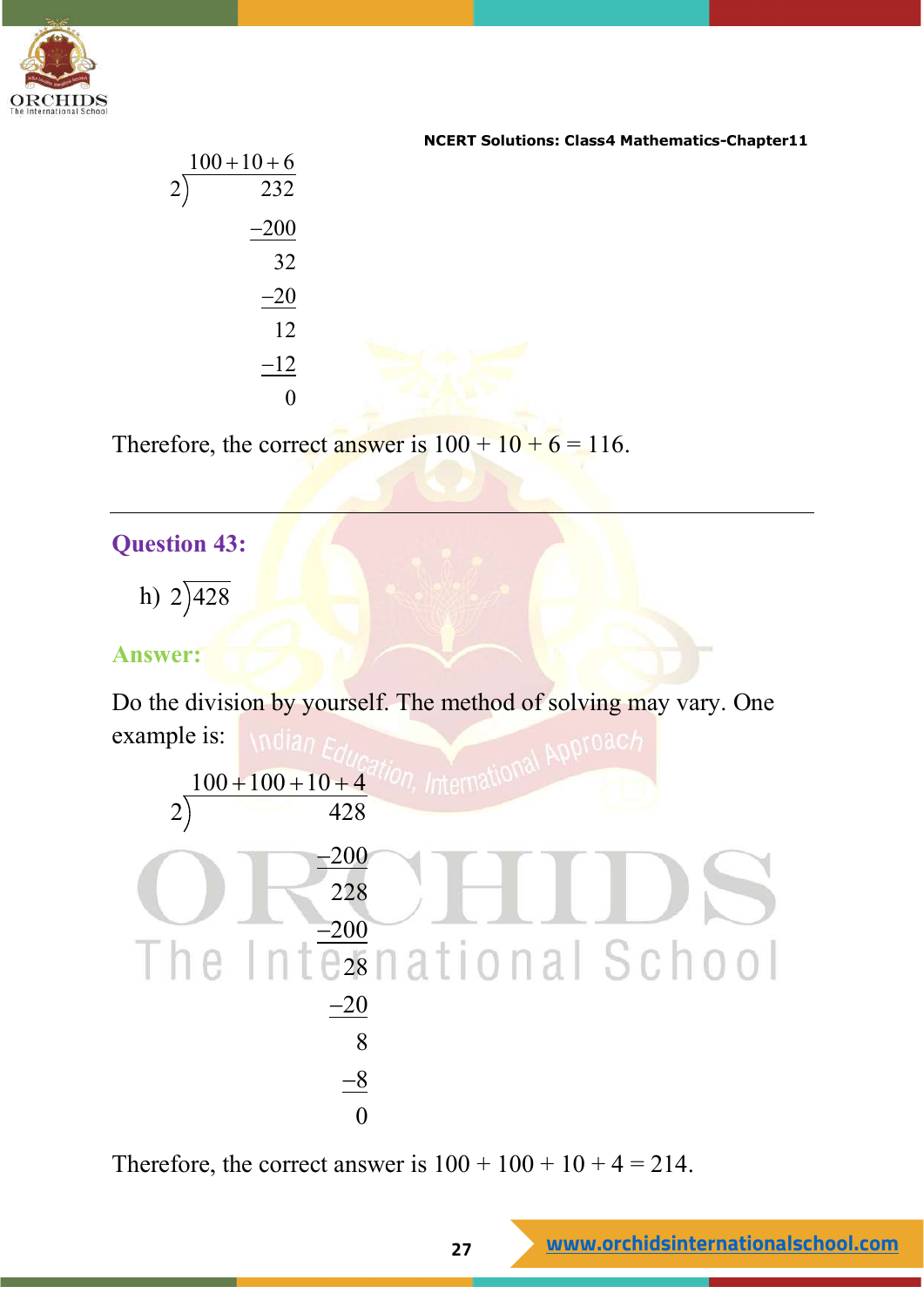$$
\begin{array}{r}
100+10+6 \\
2\overline{)\quad 232} \\
\underline{-200} \\
32 \\
\underline{-20} \\
12 \\
\underline{-12} \\
0
\end{array}
$$

Therefore, the correct answer is 100 + 10 + 6 = 116.

---

### Question 43:

h) $2\overline{)428}$

### Answer:

Do the division by yourself. The method of solving may vary. One example is:

$$
\begin{array}{r}
100+100+10+4 \\
2\overline{)\qquad 428} \\
\underline{-200} \\
228 \\
\underline{-200} \\
28 \\
\underline{-20} \\
8 \\
\underline{-8} \\
0
\end{array}
$$

Therefore, the correct answer is 100 + 100 + 10 + 4 = 214.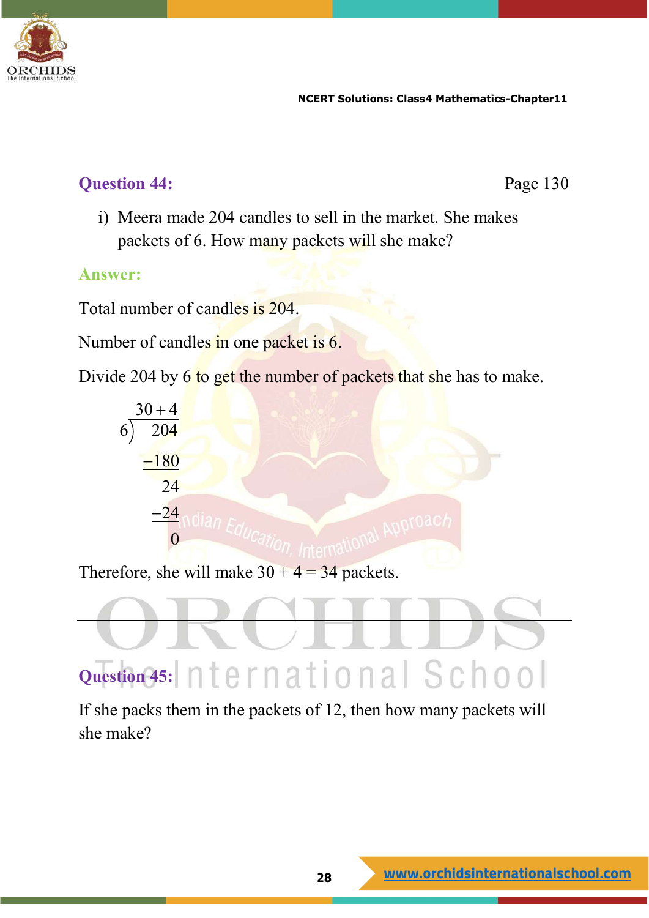**Question 44:** Page 130

i) Meera made 204 candles to sell in the market. She makes packets of 6. How many packets will she make?

**Answer:**

Total number of candles is 204.

Number of candles in one packet is 6.

Divide 204 by 6 to get the number of packets that she has to make.

$$
\begin{array}{r|l}
 & 30+4 \\
6 & 204 \\
 & -180 \\
 & 24 \\
 & -24 \\
 & 0
\end{array}
$$

Therefore, she will make 30 + 4 = 34 packets.

---

**Question 45:**

If she packs them in the packets of 12, then how many packets will she make?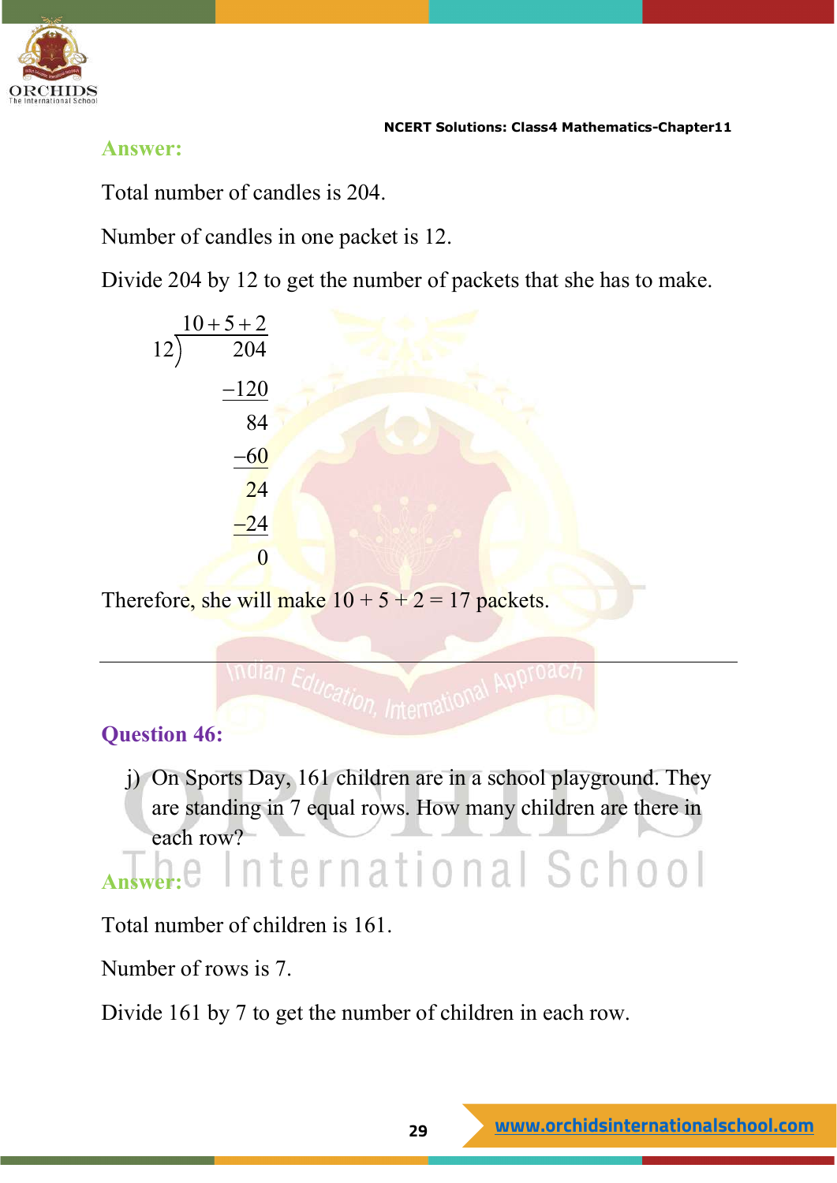**Answer:**

Total number of candles is 204.

Number of candles in one packet is 12.

Divide 204 by 12 to get the number of packets that she has to make.

$$\begin{array}{r} 10+5+2 \\ 12\overline{)\ 204} \\ -120 \\ \hline 84 \\ -60 \\ \hline 24 \\ -24 \\ \hline 0 \end{array}$$

Therefore, she will make 10 + 5 + 2 = 17 packets.

---

## Question 46:

j) On Sports Day, 161 children are in a school playground. They are standing in 7 equal rows. How many children are there in each row?

**Answer:**

Total number of children is 161.

Number of rows is 7.

Divide 161 by 7 to get the number of children in each row.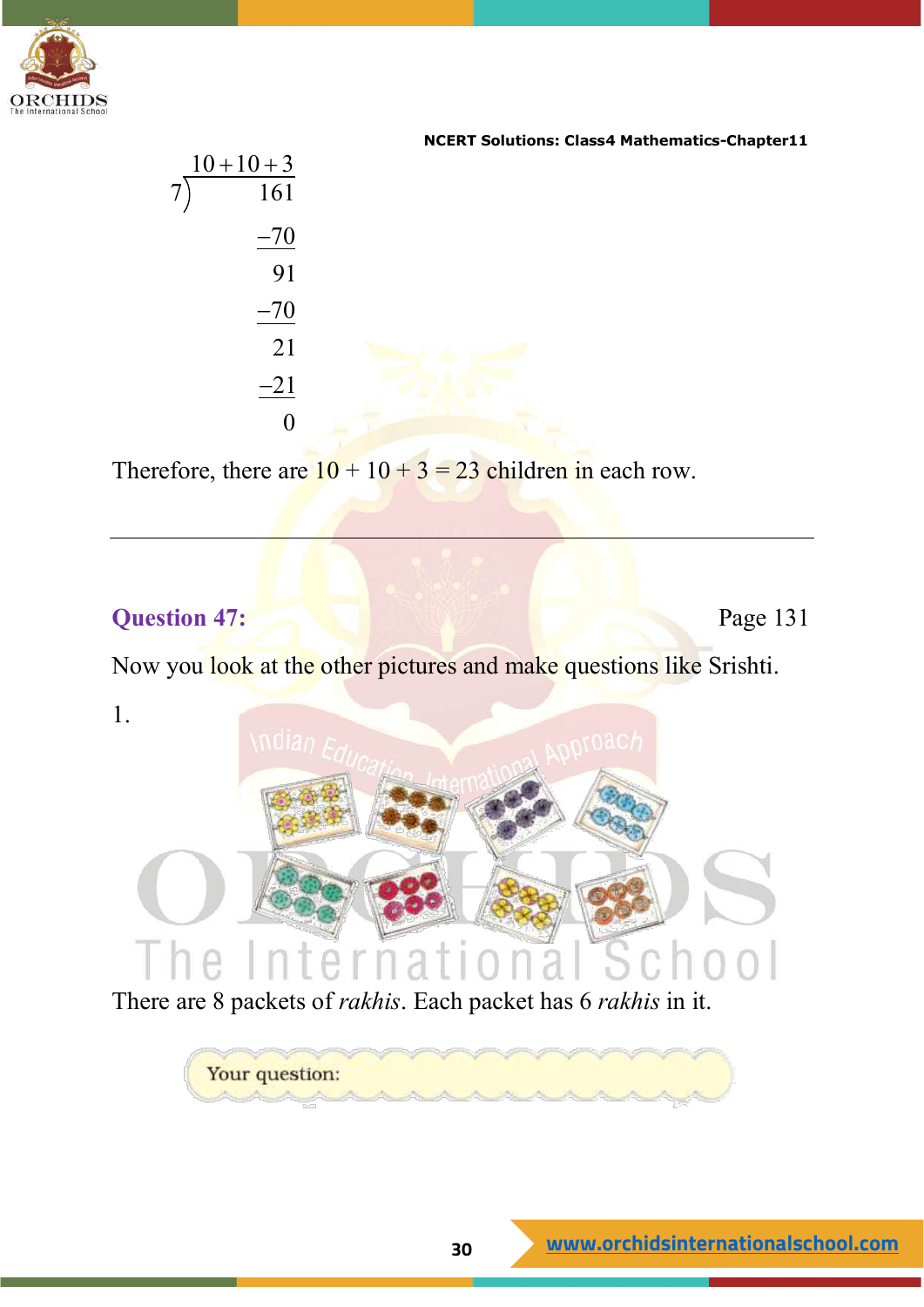$$
\begin{array}{r}
10+10+3 \\
7\overline{)\quad 161} \\
-70 \\
\hline
91 \\
-70 \\
\hline
21 \\
-21 \\
\hline
0
\end{array}
$$

Therefore, there are 10 + 10 + 3 = 23 children in each row.

---

**Question 47:** Page 131

Now you look at the other pictures and make questions like Srishti.

1.

There are 8 packets of *rakhis*. Each packet has 6 *rakhis* in it.

Your question: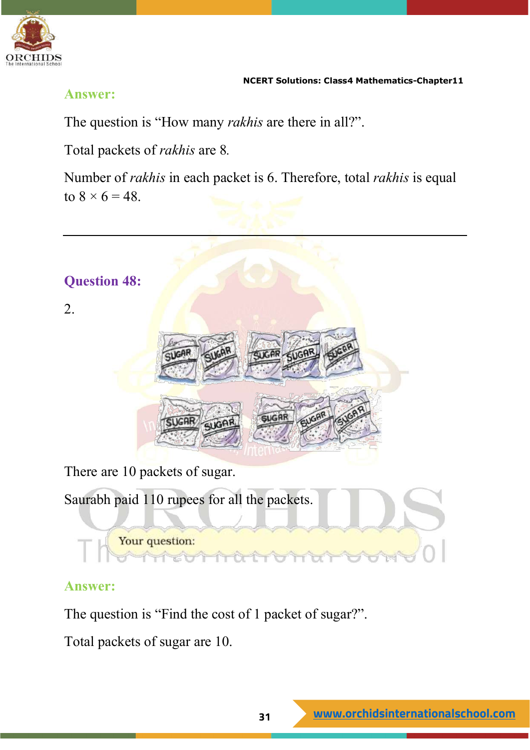**Answer:**

The question is "How many *rakhis* are there in all?".

Total packets of *rakhis* are 8.

Number of *rakhis* in each packet is 6. Therefore, total *rakhis* is equal to $8 \times 6 = 48$.

---

**Question 48:**

2.

There are 10 packets of sugar.

Saurabh paid 110 rupees for all the packets.

Your question:

**Answer:**

The question is "Find the cost of 1 packet of sugar?".

Total packets of sugar are 10.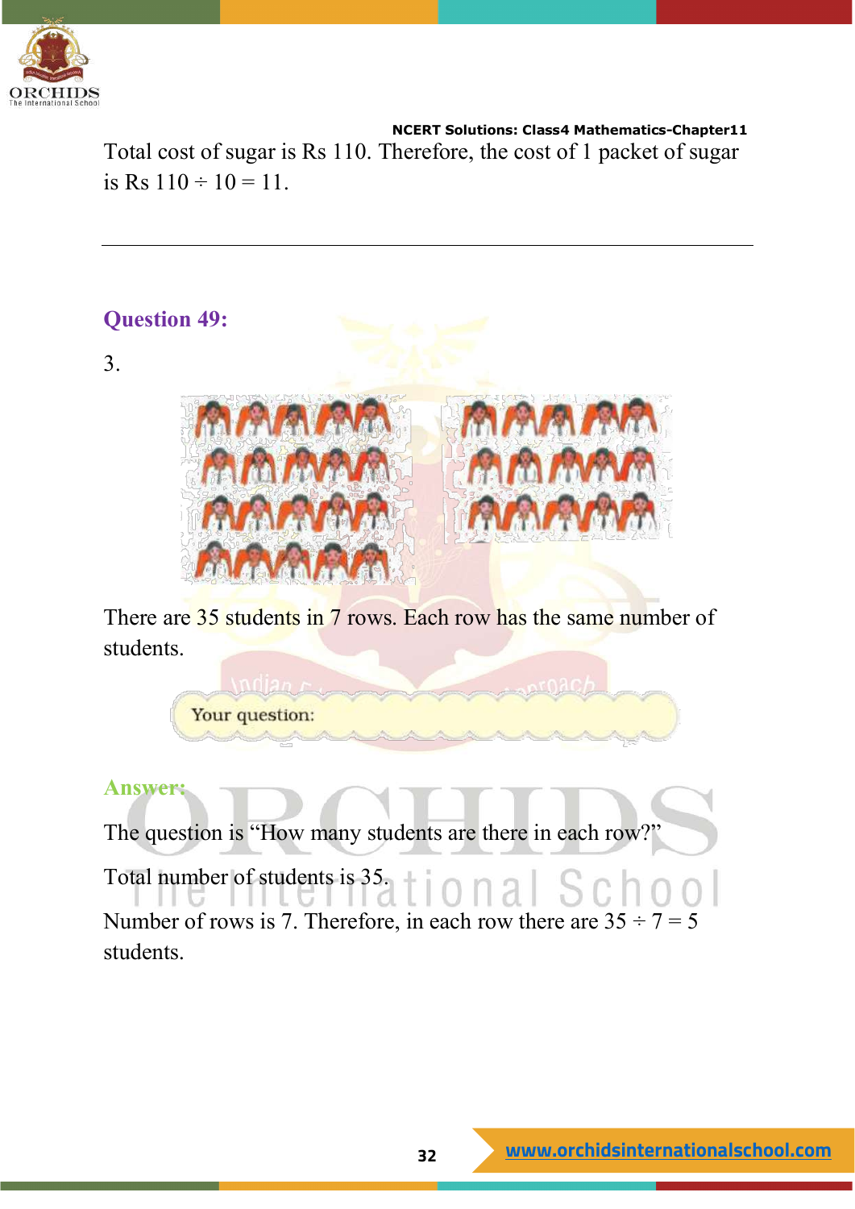Total cost of sugar is Rs 110. Therefore, the cost of 1 packet of sugar is Rs $110 \div 10 = 11$.

---

## Question 49:

3.

There are 35 students in 7 rows. Each row has the same number of students.

Your question:

**Answer:**

The question is "How many students are there in each row?"

Total number of students is 35.

Number of rows is 7. Therefore, in each row there are $35 \div 7 = 5$ students.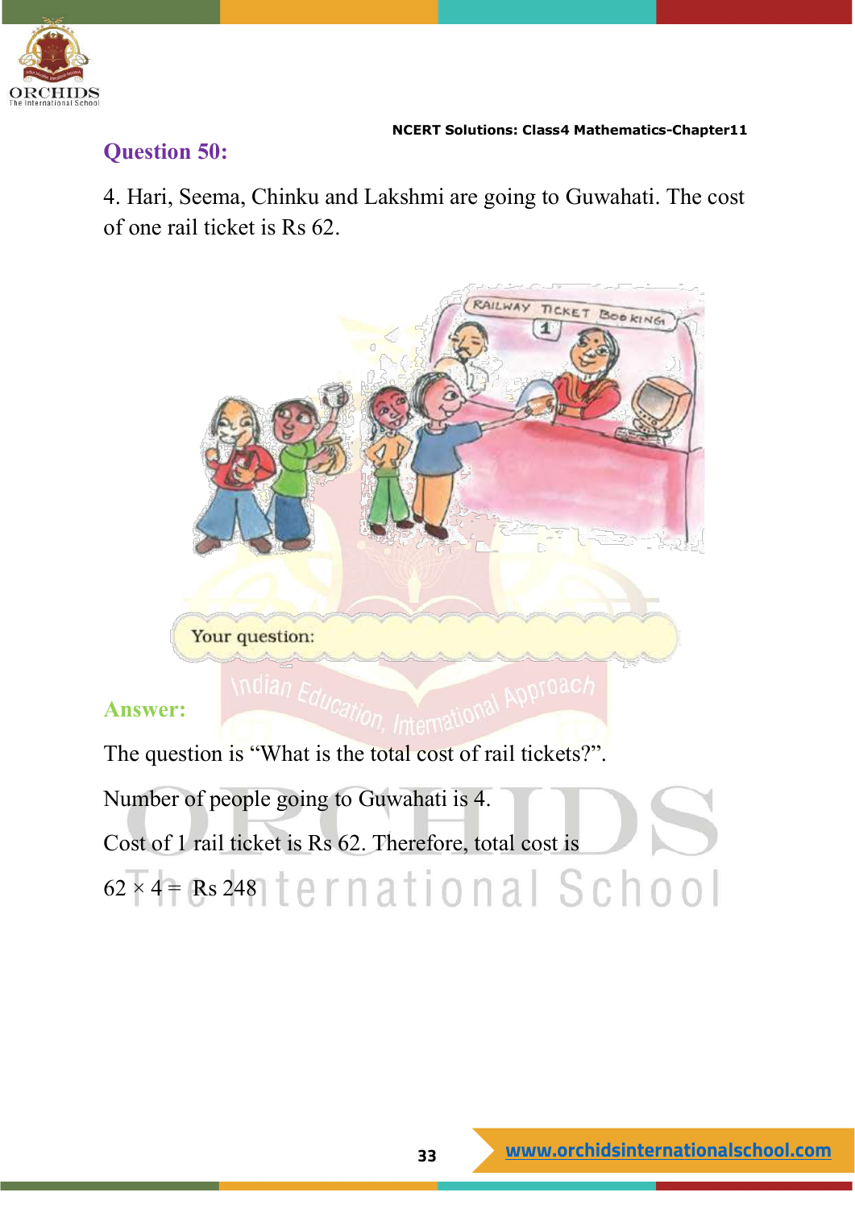## Question 50:

4. Hari, Seema, Chinku and Lakshmi are going to Guwahati. The cost of one rail ticket is Rs 62.

Your question:

## Answer:

The question is "What is the total cost of rail tickets?".

Number of people going to Guwahati is 4.

Cost of 1 rail ticket is Rs 62. Therefore, total cost is

$62 \times 4 =$ Rs 248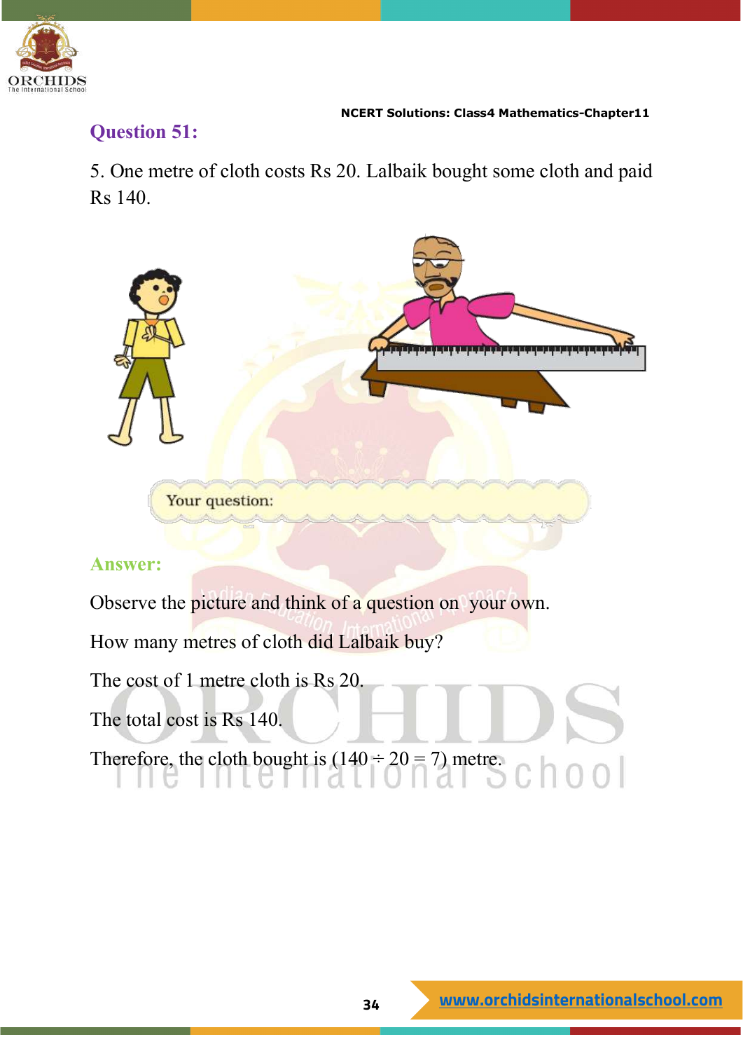## Question 51:

5. One metre of cloth costs Rs 20. Lalbaik bought some cloth and paid Rs 140.

Your question:

**Answer:**

Observe the picture and think of a question on your own.

How many metres of cloth did Lalbaik buy?

The cost of 1 metre cloth is Rs 20.

The total cost is Rs 140.

Therefore, the cloth bought is ($140 \div 20 = 7$) metre.